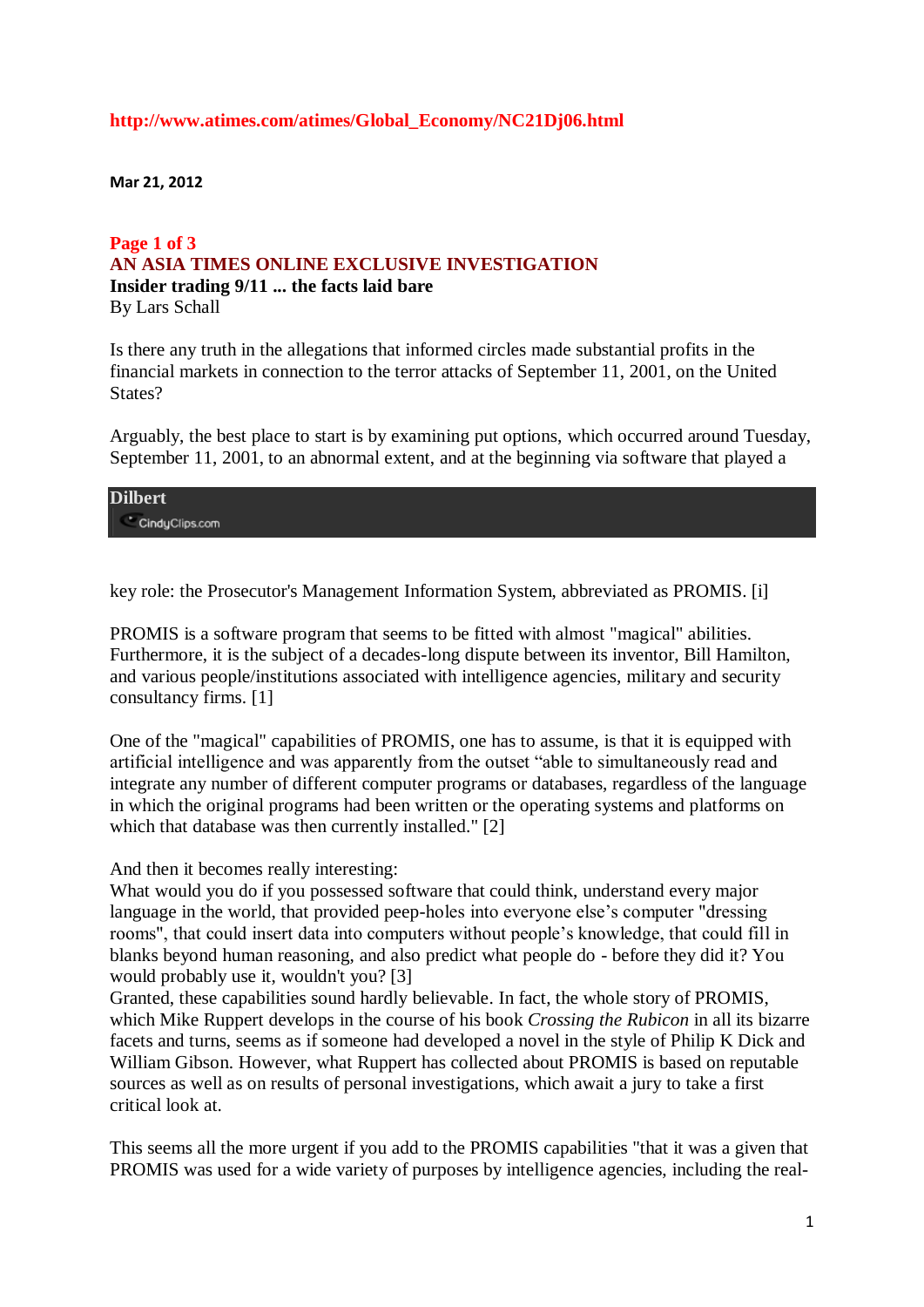http://www.atimes.com/atimes/Global_Economy/NC21Dj06.html

**Mar 21, 2012**

**Page 1 of 3**

**AN ASIA TIMES ONLINE EXCLUSIVE INVESTIGATION**

# Insider trading 9/11 ... the facts laid bare

By Lars Schall

Is there any truth in the allegations that informed circles made substantial profits in the financial markets in connection to the terror attacks of September 11, 2001, on the United States?

Arguably, the best place to start is by examining put options, which occurred around Tuesday, September 11, 2001, to an abnormal extent, and at the beginning via software that played a

**Dilbert**

CindyClips.com

key role: the Prosecutor's Management Information System, abbreviated as PROMIS. [i]

PROMIS is a software program that seems to be fitted with almost "magical" abilities. Furthermore, it is the subject of a decades-long dispute between its inventor, Bill Hamilton, and various people/institutions associated with intelligence agencies, military and security consultancy firms. [1]

One of the "magical" capabilities of PROMIS, one has to assume, is that it is equipped with artificial intelligence and was apparently from the outset "able to simultaneously read and integrate any number of different computer programs or databases, regardless of the language in which the original programs had been written or the operating systems and platforms on which that database was then currently installed." [2]

And then it becomes really interesting:
What would you do if you possessed software that could think, understand every major language in the world, that provided peep-holes into everyone else's computer "dressing rooms", that could insert data into computers without people's knowledge, that could fill in blanks beyond human reasoning, and also predict what people do - before they did it? You would probably use it, wouldn't you? [3]
Granted, these capabilities sound hardly believable. In fact, the whole story of PROMIS, which Mike Ruppert develops in the course of his book *Crossing the Rubicon* in all its bizarre facets and turns, seems as if someone had developed a novel in the style of Philip K Dick and William Gibson. However, what Ruppert has collected about PROMIS is based on reputable sources as well as on results of personal investigations, which await a jury to take a first critical look at.

This seems all the more urgent if you add to the PROMIS capabilities "that it was a given that PROMIS was used for a wide variety of purposes by intelligence agencies, including the real-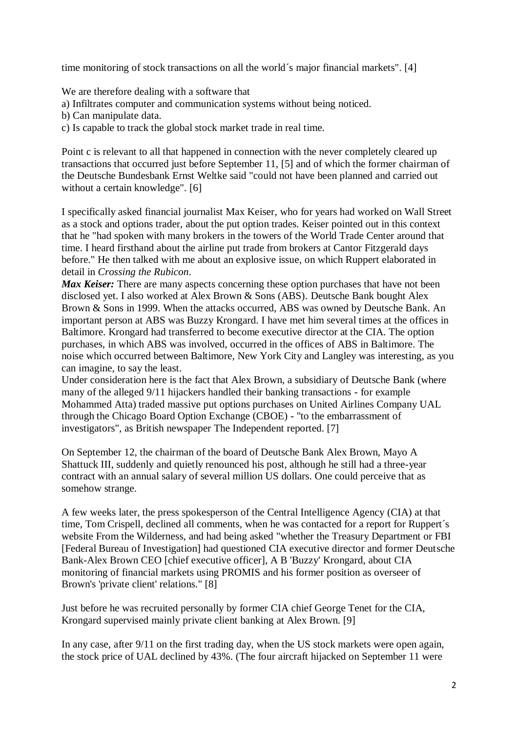time monitoring of stock transactions on all the world´s major financial markets". [4]

We are therefore dealing with a software that
a) Infiltrates computer and communication systems without being noticed.
b) Can manipulate data.
c) Is capable to track the global stock market trade in real time.

Point c is relevant to all that happened in connection with the never completely cleared up transactions that occurred just before September 11, [5] and of which the former chairman of the Deutsche Bundesbank Ernst Weltke said "could not have been planned and carried out without a certain knowledge". [6]

I specifically asked financial journalist Max Keiser, who for years had worked on Wall Street as a stock and options trader, about the put option trades. Keiser pointed out in this context that he "had spoken with many brokers in the towers of the World Trade Center around that time. I heard firsthand about the airline put trade from brokers at Cantor Fitzgerald days before." He then talked with me about an explosive issue, on which Ruppert elaborated in detail in *Crossing the Rubicon*.

***Max Keiser:*** There are many aspects concerning these option purchases that have not been disclosed yet. I also worked at Alex Brown & Sons (ABS). Deutsche Bank bought Alex Brown & Sons in 1999. When the attacks occurred, ABS was owned by Deutsche Bank. An important person at ABS was Buzzy Krongard. I have met him several times at the offices in Baltimore. Krongard had transferred to become executive director at the CIA. The option purchases, in which ABS was involved, occurred in the offices of ABS in Baltimore. The noise which occurred between Baltimore, New York City and Langley was interesting, as you can imagine, to say the least.

Under consideration here is the fact that Alex Brown, a subsidiary of Deutsche Bank (where many of the alleged 9/11 hijackers handled their banking transactions - for example Mohammed Atta) traded massive put options purchases on United Airlines Company UAL through the Chicago Board Option Exchange (CBOE) - "to the embarrassment of investigators", as British newspaper The Independent reported. [7]

On September 12, the chairman of the board of Deutsche Bank Alex Brown, Mayo A Shattuck III, suddenly and quietly renounced his post, although he still had a three-year contract with an annual salary of several million US dollars. One could perceive that as somehow strange.

A few weeks later, the press spokesperson of the Central Intelligence Agency (CIA) at that time, Tom Crispell, declined all comments, when he was contacted for a report for Ruppert´s website From the Wilderness, and had being asked "whether the Treasury Department or FBI [Federal Bureau of Investigation] had questioned CIA executive director and former Deutsche Bank-Alex Brown CEO [chief executive officer], A B 'Buzzy' Krongard, about CIA monitoring of financial markets using PROMIS and his former position as overseer of Brown's 'private client' relations." [8]

Just before he was recruited personally by former CIA chief George Tenet for the CIA, Krongard supervised mainly private client banking at Alex Brown. [9]

In any case, after 9/11 on the first trading day, when the US stock markets were open again, the stock price of UAL declined by 43%. (The four aircraft hijacked on September 11 were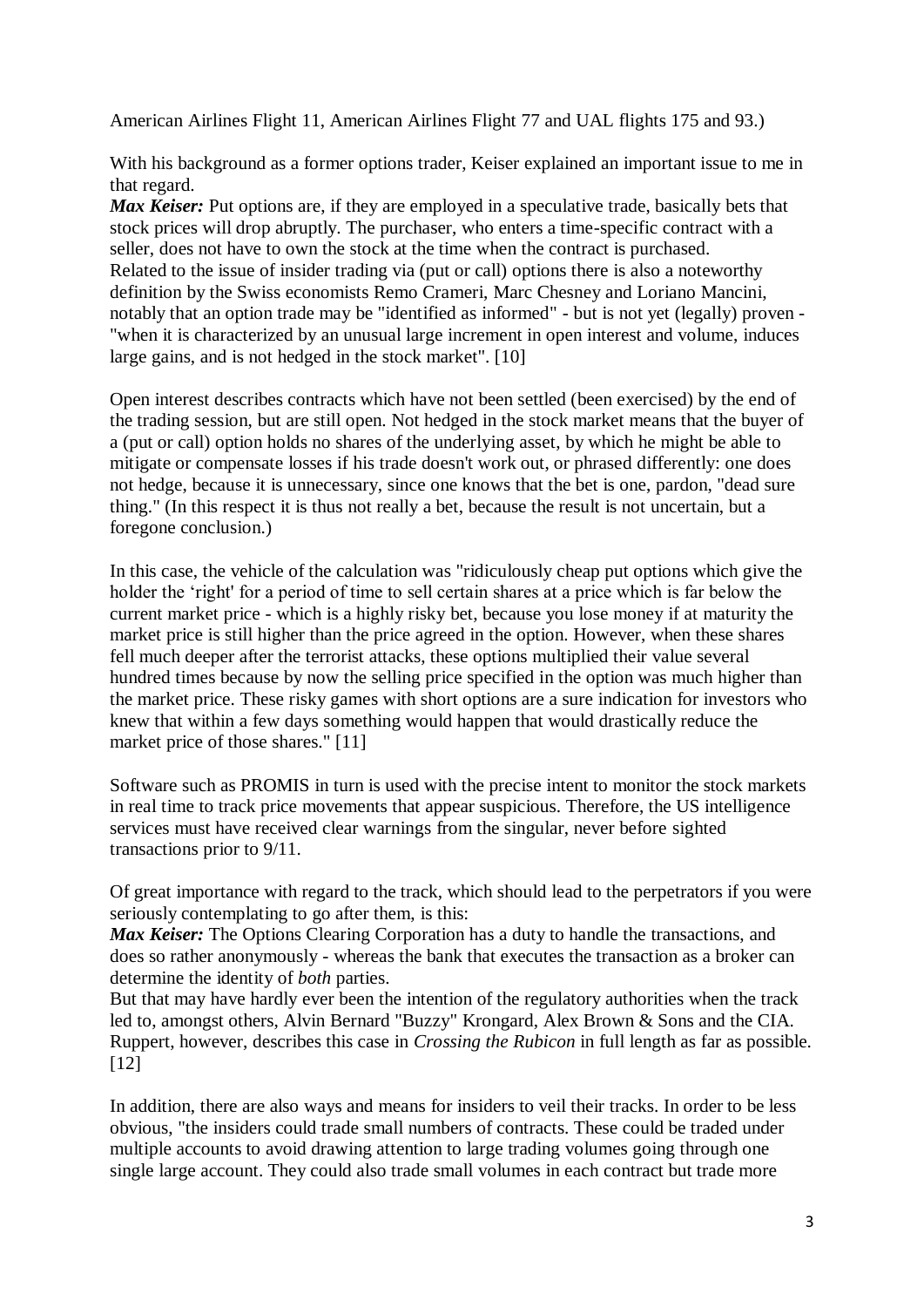American Airlines Flight 11, American Airlines Flight 77 and UAL flights 175 and 93.)

With his background as a former options trader, Keiser explained an important issue to me in that regard.

***Max Keiser:*** Put options are, if they are employed in a speculative trade, basically bets that stock prices will drop abruptly. The purchaser, who enters a time-specific contract with a seller, does not have to own the stock at the time when the contract is purchased.
Related to the issue of insider trading via (put or call) options there is also a noteworthy definition by the Swiss economists Remo Crameri, Marc Chesney and Loriano Mancini, notably that an option trade may be "identified as informed" - but is not yet (legally) proven - "when it is characterized by an unusual large increment in open interest and volume, induces large gains, and is not hedged in the stock market". [10]

Open interest describes contracts which have not been settled (been exercised) by the end of the trading session, but are still open. Not hedged in the stock market means that the buyer of a (put or call) option holds no shares of the underlying asset, by which he might be able to mitigate or compensate losses if his trade doesn't work out, or phrased differently: one does not hedge, because it is unnecessary, since one knows that the bet is one, pardon, "dead sure thing." (In this respect it is thus not really a bet, because the result is not uncertain, but a foregone conclusion.)

In this case, the vehicle of the calculation was "ridiculously cheap put options which give the holder the 'right' for a period of time to sell certain shares at a price which is far below the current market price - which is a highly risky bet, because you lose money if at maturity the market price is still higher than the price agreed in the option. However, when these shares fell much deeper after the terrorist attacks, these options multiplied their value several hundred times because by now the selling price specified in the option was much higher than the market price. These risky games with short options are a sure indication for investors who knew that within a few days something would happen that would drastically reduce the market price of those shares." [11]

Software such as PROMIS in turn is used with the precise intent to monitor the stock markets in real time to track price movements that appear suspicious. Therefore, the US intelligence services must have received clear warnings from the singular, never before sighted transactions prior to 9/11.

Of great importance with regard to the track, which should lead to the perpetrators if you were seriously contemplating to go after them, is this:

***Max Keiser:*** The Options Clearing Corporation has a duty to handle the transactions, and does so rather anonymously - whereas the bank that executes the transaction as a broker can determine the identity of *both* parties.
But that may have hardly ever been the intention of the regulatory authorities when the track led to, amongst others, Alvin Bernard "Buzzy" Krongard, Alex Brown & Sons and the CIA. Ruppert, however, describes this case in *Crossing the Rubicon* in full length as far as possible. [12]

In addition, there are also ways and means for insiders to veil their tracks. In order to be less obvious, "the insiders could trade small numbers of contracts. These could be traded under multiple accounts to avoid drawing attention to large trading volumes going through one single large account. They could also trade small volumes in each contract but trade more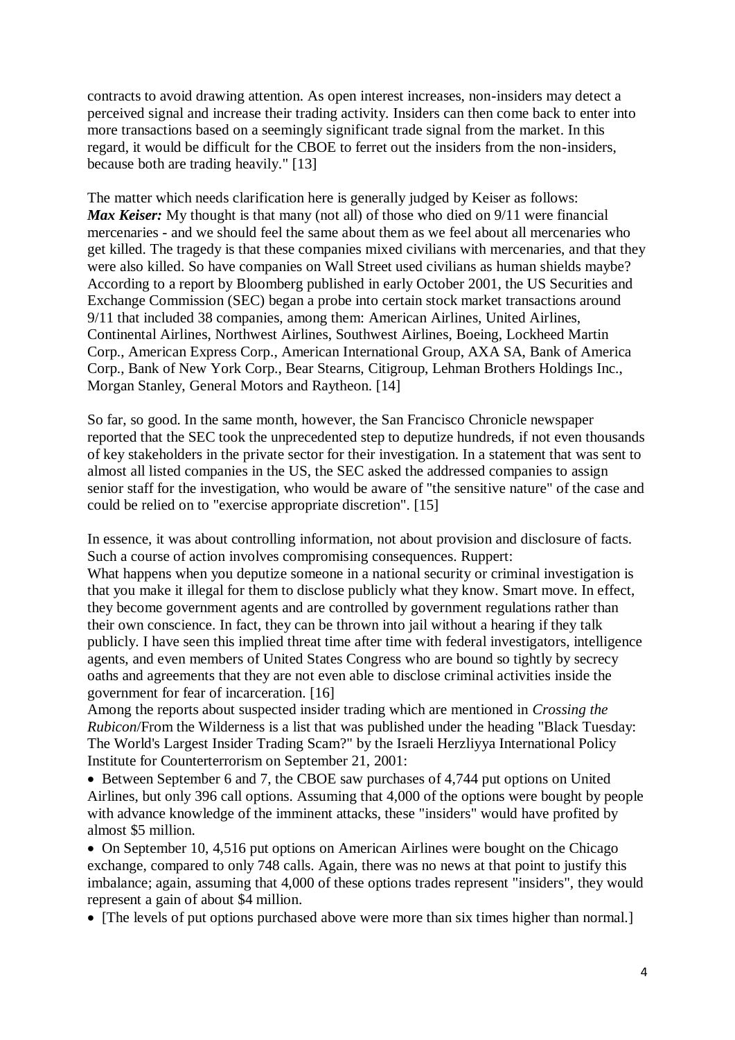contracts to avoid drawing attention. As open interest increases, non-insiders may detect a perceived signal and increase their trading activity. Insiders can then come back to enter into more transactions based on a seemingly significant trade signal from the market. In this regard, it would be difficult for the CBOE to ferret out the insiders from the non-insiders, because both are trading heavily." [13]

The matter which needs clarification here is generally judged by Keiser as follows:
***Max Keiser:*** My thought is that many (not all) of those who died on 9/11 were financial mercenaries - and we should feel the same about them as we feel about all mercenaries who get killed. The tragedy is that these companies mixed civilians with mercenaries, and that they were also killed. So have companies on Wall Street used civilians as human shields maybe?
According to a report by Bloomberg published in early October 2001, the US Securities and Exchange Commission (SEC) began a probe into certain stock market transactions around 9/11 that included 38 companies, among them: American Airlines, United Airlines, Continental Airlines, Northwest Airlines, Southwest Airlines, Boeing, Lockheed Martin Corp., American Express Corp., American International Group, AXA SA, Bank of America Corp., Bank of New York Corp., Bear Stearns, Citigroup, Lehman Brothers Holdings Inc., Morgan Stanley, General Motors and Raytheon. [14]

So far, so good. In the same month, however, the San Francisco Chronicle newspaper reported that the SEC took the unprecedented step to deputize hundreds, if not even thousands of key stakeholders in the private sector for their investigation. In a statement that was sent to almost all listed companies in the US, the SEC asked the addressed companies to assign senior staff for the investigation, who would be aware of "the sensitive nature" of the case and could be relied on to "exercise appropriate discretion". [15]

In essence, it was about controlling information, not about provision and disclosure of facts. Such a course of action involves compromising consequences. Ruppert:
What happens when you deputize someone in a national security or criminal investigation is that you make it illegal for them to disclose publicly what they know. Smart move. In effect, they become government agents and are controlled by government regulations rather than their own conscience. In fact, they can be thrown into jail without a hearing if they talk publicly. I have seen this implied threat time after time with federal investigators, intelligence agents, and even members of United States Congress who are bound so tightly by secrecy oaths and agreements that they are not even able to disclose criminal activities inside the government for fear of incarceration. [16]
Among the reports about suspected insider trading which are mentioned in *Crossing the Rubicon*/From the Wilderness is a list that was published under the heading "Black Tuesday: The World's Largest Insider Trading Scam?" by the Israeli Herzliyya International Policy Institute for Counterterrorism on September 21, 2001:

- Between September 6 and 7, the CBOE saw purchases of 4,744 put options on United Airlines, but only 396 call options. Assuming that 4,000 of the options were bought by people with advance knowledge of the imminent attacks, these "insiders" would have profited by almost $5 million.
- On September 10, 4,516 put options on American Airlines were bought on the Chicago exchange, compared to only 748 calls. Again, there was no news at that point to justify this imbalance; again, assuming that 4,000 of these options trades represent "insiders", they would represent a gain of about $4 million.
- [The levels of put options purchased above were more than six times higher than normal.]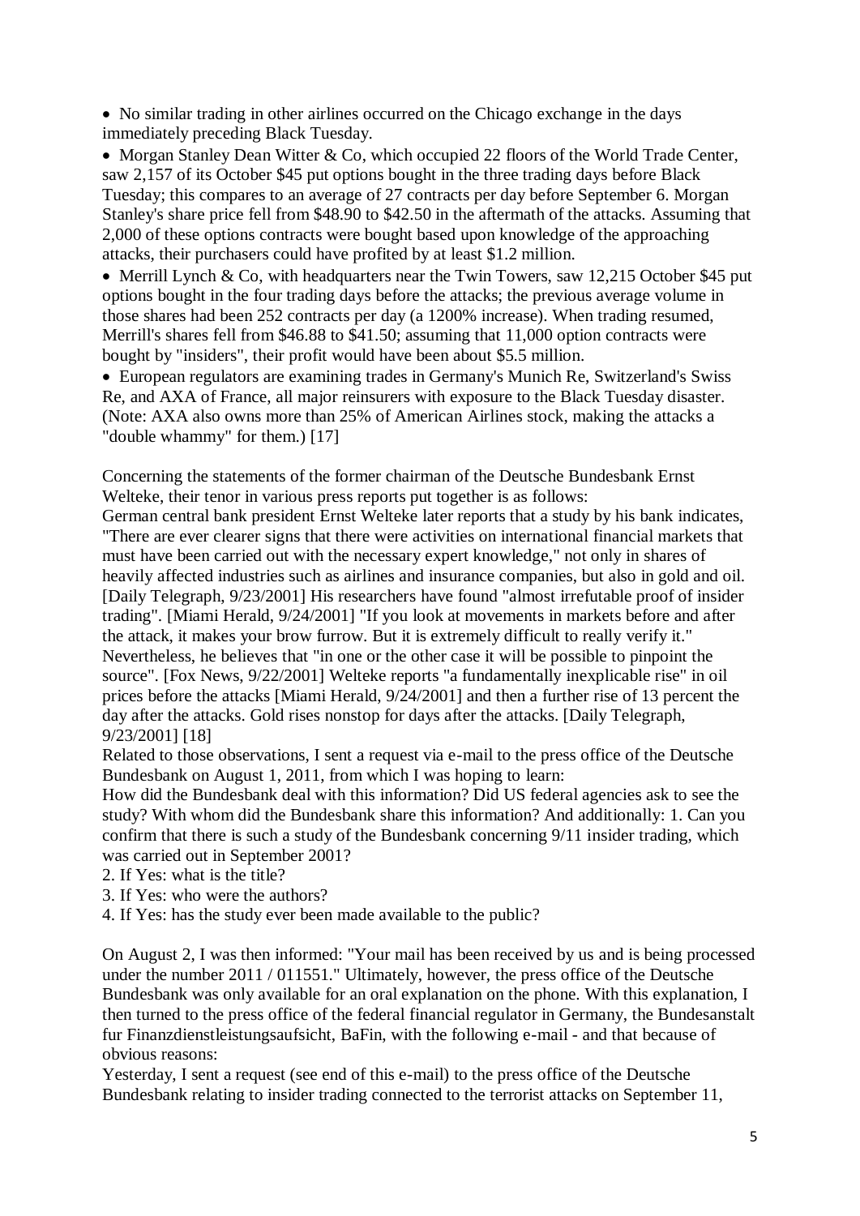- No similar trading in other airlines occurred on the Chicago exchange in the days immediately preceding Black Tuesday.
- Morgan Stanley Dean Witter & Co, which occupied 22 floors of the World Trade Center, saw 2,157 of its October $45 put options bought in the three trading days before Black Tuesday; this compares to an average of 27 contracts per day before September 6. Morgan Stanley's share price fell from $48.90 to $42.50 in the aftermath of the attacks. Assuming that 2,000 of these options contracts were bought based upon knowledge of the approaching attacks, their purchasers could have profited by at least $1.2 million.
- Merrill Lynch & Co, with headquarters near the Twin Towers, saw 12,215 October $45 put options bought in the four trading days before the attacks; the previous average volume in those shares had been 252 contracts per day (a 1200% increase). When trading resumed, Merrill's shares fell from $46.88 to $41.50; assuming that 11,000 option contracts were bought by "insiders", their profit would have been about $5.5 million.
- European regulators are examining trades in Germany's Munich Re, Switzerland's Swiss Re, and AXA of France, all major reinsurers with exposure to the Black Tuesday disaster. (Note: AXA also owns more than 25% of American Airlines stock, making the attacks a "double whammy" for them.) [17]

Concerning the statements of the former chairman of the Deutsche Bundesbank Ernst Welteke, their tenor in various press reports put together is as follows:
German central bank president Ernst Welteke later reports that a study by his bank indicates, "There are ever clearer signs that there were activities on international financial markets that must have been carried out with the necessary expert knowledge," not only in shares of heavily affected industries such as airlines and insurance companies, but also in gold and oil. [Daily Telegraph, 9/23/2001] His researchers have found "almost irrefutable proof of insider trading". [Miami Herald, 9/24/2001] "If you look at movements in markets before and after the attack, it makes your brow furrow. But it is extremely difficult to really verify it." Nevertheless, he believes that "in one or the other case it will be possible to pinpoint the source". [Fox News, 9/22/2001] Welteke reports "a fundamentally inexplicable rise" in oil prices before the attacks [Miami Herald, 9/24/2001] and then a further rise of 13 percent the day after the attacks. Gold rises nonstop for days after the attacks. [Daily Telegraph, 9/23/2001] [18]
Related to those observations, I sent a request via e-mail to the press office of the Deutsche Bundesbank on August 1, 2011, from which I was hoping to learn:
How did the Bundesbank deal with this information? Did US federal agencies ask to see the study? With whom did the Bundesbank share this information? And additionally: 1. Can you confirm that there is such a study of the Bundesbank concerning 9/11 insider trading, which was carried out in September 2001?
2. If Yes: what is the title?
3. If Yes: who were the authors?
4. If Yes: has the study ever been made available to the public?

On August 2, I was then informed: "Your mail has been received by us and is being processed under the number 2011 / 011551." Ultimately, however, the press office of the Deutsche Bundesbank was only available for an oral explanation on the phone. With this explanation, I then turned to the press office of the federal financial regulator in Germany, the Bundesanstalt fur Finanzdienstleistungsaufsicht, BaFin, with the following e-mail - and that because of obvious reasons:
Yesterday, I sent a request (see end of this e-mail) to the press office of the Deutsche Bundesbank relating to insider trading connected to the terrorist attacks on September 11,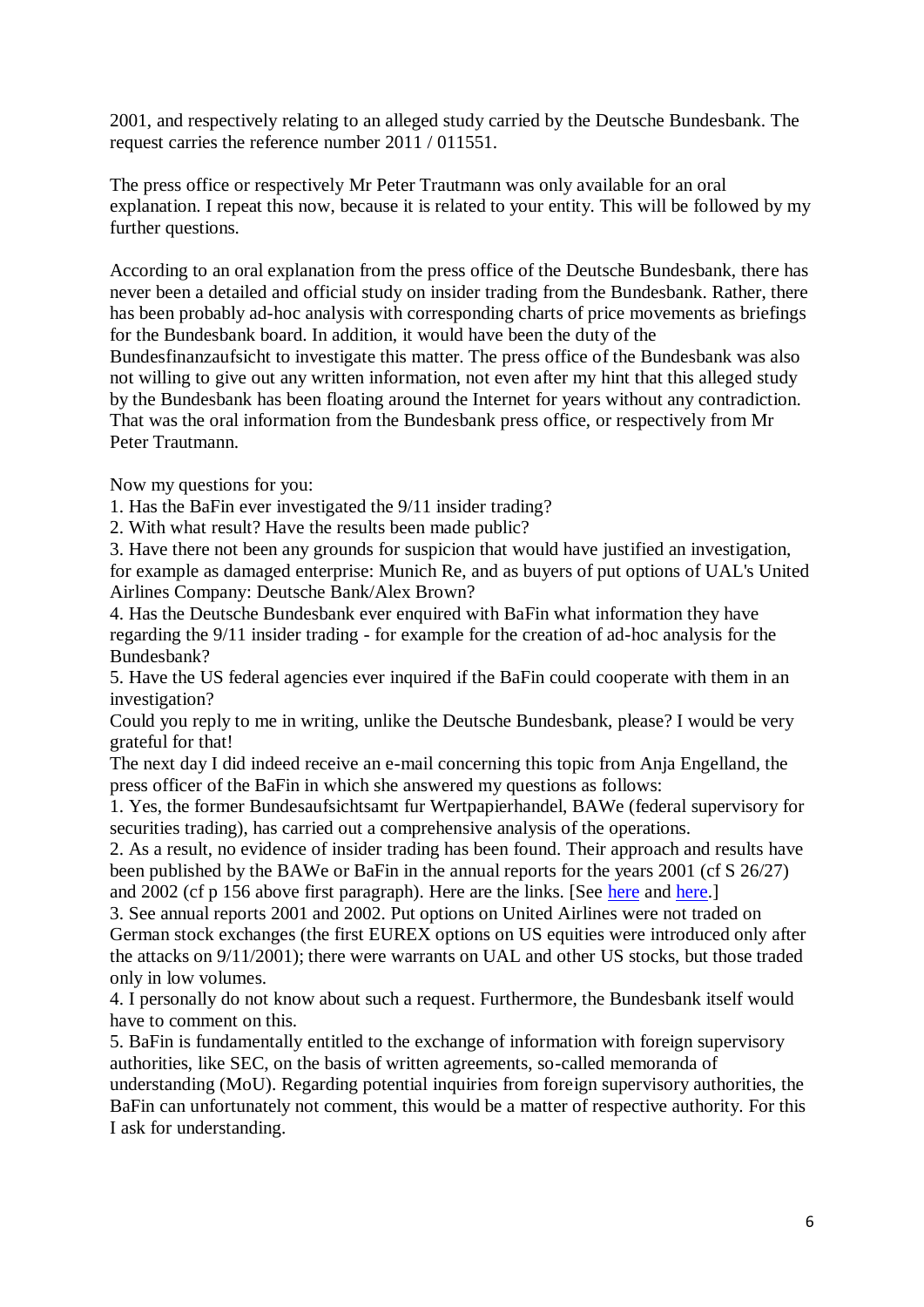2001, and respectively relating to an alleged study carried by the Deutsche Bundesbank. The request carries the reference number 2011 / 011551.

The press office or respectively Mr Peter Trautmann was only available for an oral explanation. I repeat this now, because it is related to your entity. This will be followed by my further questions.

According to an oral explanation from the press office of the Deutsche Bundesbank, there has never been a detailed and official study on insider trading from the Bundesbank. Rather, there has been probably ad-hoc analysis with corresponding charts of price movements as briefings for the Bundesbank board. In addition, it would have been the duty of the Bundesfinanzaufsicht to investigate this matter. The press office of the Bundesbank was also not willing to give out any written information, not even after my hint that this alleged study by the Bundesbank has been floating around the Internet for years without any contradiction. That was the oral information from the Bundesbank press office, or respectively from Mr Peter Trautmann.

Now my questions for you:

1. Has the BaFin ever investigated the 9/11 insider trading?
2. With what result? Have the results been made public?
3. Have there not been any grounds for suspicion that would have justified an investigation, for example as damaged enterprise: Munich Re, and as buyers of put options of UAL's United Airlines Company: Deutsche Bank/Alex Brown?
4. Has the Deutsche Bundesbank ever enquired with BaFin what information they have regarding the 9/11 insider trading - for example for the creation of ad-hoc analysis for the Bundesbank?
5. Have the US federal agencies ever inquired if the BaFin could cooperate with them in an investigation?

Could you reply to me in writing, unlike the Deutsche Bundesbank, please? I would be very grateful for that!

The next day I did indeed receive an e-mail concerning this topic from Anja Engelland, the press officer of the BaFin in which she answered my questions as follows:

1. Yes, the former Bundesaufsichtsamt fur Wertpapierhandel, BAWe (federal supervisory for securities trading), has carried out a comprehensive analysis of the operations.
2. As a result, no evidence of insider trading has been found. Their approach and results have been published by the BAWe or BaFin in the annual reports for the years 2001 (cf S 26/27) and 2002 (cf p 156 above first paragraph). Here are the links. [See here and here.]
3. See annual reports 2001 and 2002. Put options on United Airlines were not traded on German stock exchanges (the first EUREX options on US equities were introduced only after the attacks on 9/11/2001); there were warrants on UAL and other US stocks, but those traded only in low volumes.
4. I personally do not know about such a request. Furthermore, the Bundesbank itself would have to comment on this.
5. BaFin is fundamentally entitled to the exchange of information with foreign supervisory authorities, like SEC, on the basis of written agreements, so-called memoranda of understanding (MoU). Regarding potential inquiries from foreign supervisory authorities, the BaFin can unfortunately not comment, this would be a matter of respective authority. For this I ask for understanding.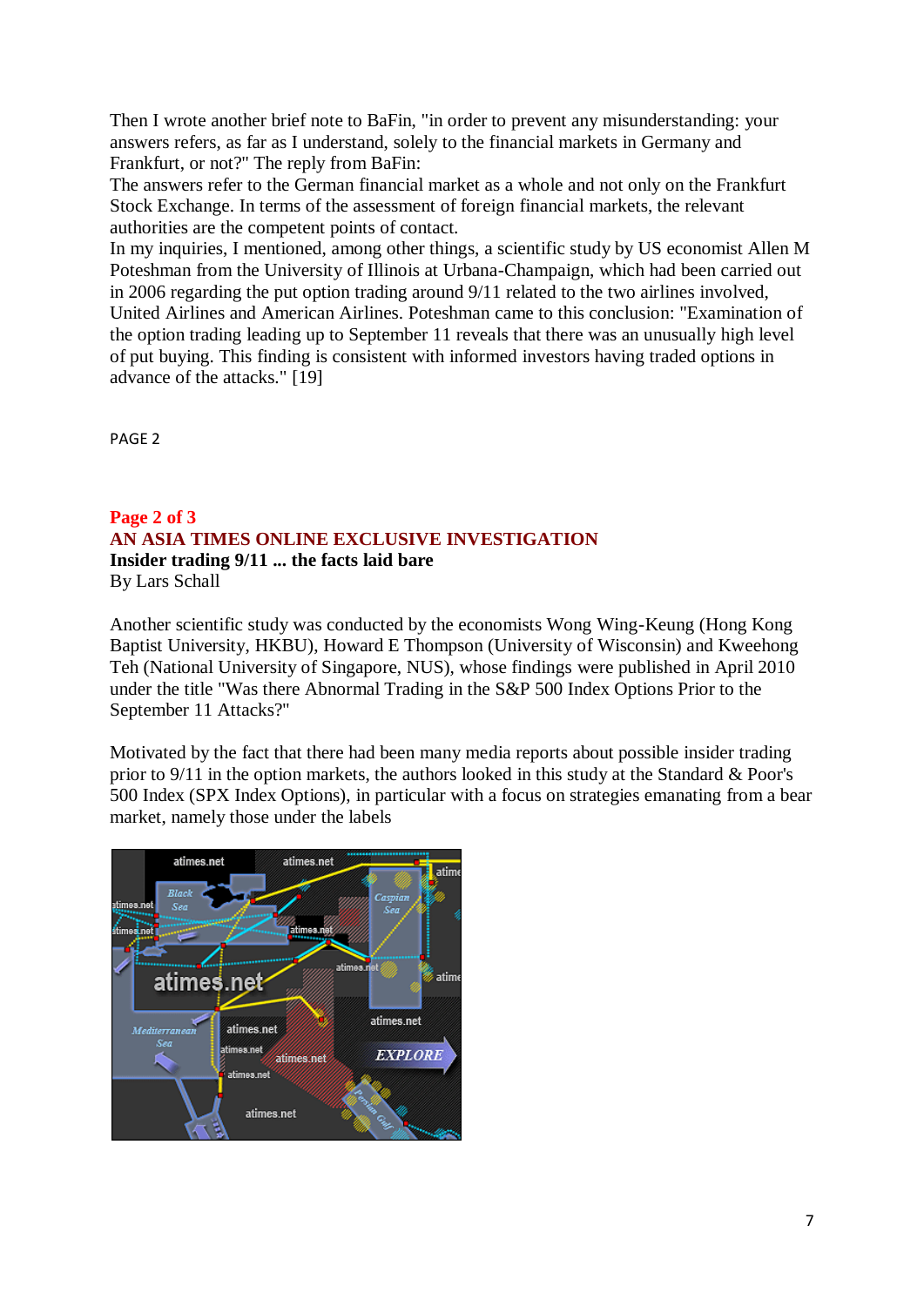Then I wrote another brief note to BaFin, "in order to prevent any misunderstanding: your answers refers, as far as I understand, solely to the financial markets in Germany and Frankfurt, or not?" The reply from BaFin:

The answers refer to the German financial market as a whole and not only on the Frankfurt Stock Exchange. In terms of the assessment of foreign financial markets, the relevant authorities are the competent points of contact.

In my inquiries, I mentioned, among other things, a scientific study by US economist Allen M Poteshman from the University of Illinois at Urbana-Champaign, which had been carried out in 2006 regarding the put option trading around 9/11 related to the two airlines involved, United Airlines and American Airlines. Poteshman came to this conclusion: "Examination of the option trading leading up to September 11 reveals that there was an unusually high level of put buying. This finding is consistent with informed investors having traded options in advance of the attacks." [19]

PAGE 2

**Page 2 of 3**
**AN ASIA TIMES ONLINE EXCLUSIVE INVESTIGATION**
**Insider trading 9/11 ... the facts laid bare**
By Lars Schall

Another scientific study was conducted by the economists Wong Wing-Keung (Hong Kong Baptist University, HKBU), Howard E Thompson (University of Wisconsin) and Kweehong Teh (National University of Singapore, NUS), whose findings were published in April 2010 under the title "Was there Abnormal Trading in the S&P 500 Index Options Prior to the September 11 Attacks?"

Motivated by the fact that there had been many media reports about possible insider trading prior to 9/11 in the option markets, the authors looked in this study at the Standard & Poor's 500 Index (SPX Index Options), in particular with a focus on strategies emanating from a bear market, namely those under the labels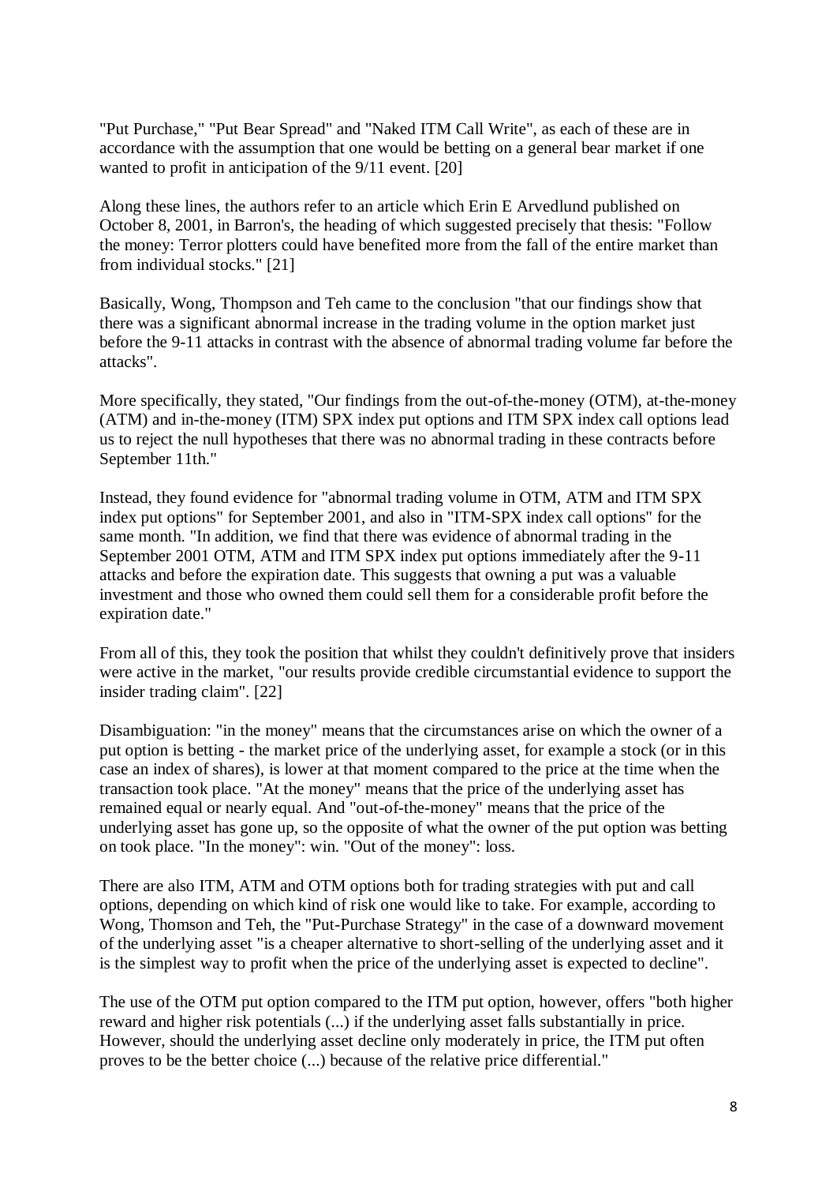"Put Purchase," "Put Bear Spread" and "Naked ITM Call Write", as each of these are in accordance with the assumption that one would be betting on a general bear market if one wanted to profit in anticipation of the 9/11 event. [20]

Along these lines, the authors refer to an article which Erin E Arvedlund published on October 8, 2001, in Barron's, the heading of which suggested precisely that thesis: "Follow the money: Terror plotters could have benefited more from the fall of the entire market than from individual stocks." [21]

Basically, Wong, Thompson and Teh came to the conclusion "that our findings show that there was a significant abnormal increase in the trading volume in the option market just before the 9-11 attacks in contrast with the absence of abnormal trading volume far before the attacks".

More specifically, they stated, "Our findings from the out-of-the-money (OTM), at-the-money (ATM) and in-the-money (ITM) SPX index put options and ITM SPX index call options lead us to reject the null hypotheses that there was no abnormal trading in these contracts before September 11th."

Instead, they found evidence for "abnormal trading volume in OTM, ATM and ITM SPX index put options" for September 2001, and also in "ITM-SPX index call options" for the same month. "In addition, we find that there was evidence of abnormal trading in the September 2001 OTM, ATM and ITM SPX index put options immediately after the 9-11 attacks and before the expiration date. This suggests that owning a put was a valuable investment and those who owned them could sell them for a considerable profit before the expiration date."

From all of this, they took the position that whilst they couldn't definitively prove that insiders were active in the market, "our results provide credible circumstantial evidence to support the insider trading claim". [22]

Disambiguation: "in the money" means that the circumstances arise on which the owner of a put option is betting - the market price of the underlying asset, for example a stock (or in this case an index of shares), is lower at that moment compared to the price at the time when the transaction took place. "At the money" means that the price of the underlying asset has remained equal or nearly equal. And "out-of-the-money" means that the price of the underlying asset has gone up, so the opposite of what the owner of the put option was betting on took place. "In the money": win. "Out of the money": loss.

There are also ITM, ATM and OTM options both for trading strategies with put and call options, depending on which kind of risk one would like to take. For example, according to Wong, Thomson and Teh, the "Put-Purchase Strategy" in the case of a downward movement of the underlying asset "is a cheaper alternative to short-selling of the underlying asset and it is the simplest way to profit when the price of the underlying asset is expected to decline".

The use of the OTM put option compared to the ITM put option, however, offers "both higher reward and higher risk potentials (...) if the underlying asset falls substantially in price. However, should the underlying asset decline only moderately in price, the ITM put often proves to be the better choice (...) because of the relative price differential."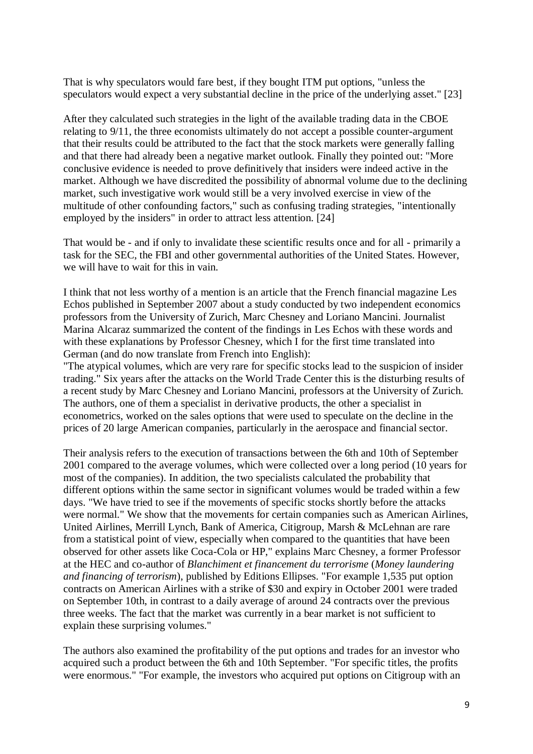That is why speculators would fare best, if they bought ITM put options, "unless the speculators would expect a very substantial decline in the price of the underlying asset." [23]

After they calculated such strategies in the light of the available trading data in the CBOE relating to 9/11, the three economists ultimately do not accept a possible counter-argument that their results could be attributed to the fact that the stock markets were generally falling and that there had already been a negative market outlook. Finally they pointed out: "More conclusive evidence is needed to prove definitively that insiders were indeed active in the market. Although we have discredited the possibility of abnormal volume due to the declining market, such investigative work would still be a very involved exercise in view of the multitude of other confounding factors," such as confusing trading strategies, "intentionally employed by the insiders" in order to attract less attention. [24]

That would be - and if only to invalidate these scientific results once and for all - primarily a task for the SEC, the FBI and other governmental authorities of the United States. However, we will have to wait for this in vain.

I think that not less worthy of a mention is an article that the French financial magazine Les Echos published in September 2007 about a study conducted by two independent economics professors from the University of Zurich, Marc Chesney and Loriano Mancini. Journalist Marina Alcaraz summarized the content of the findings in Les Echos with these words and with these explanations by Professor Chesney, which I for the first time translated into German (and do now translate from French into English):
"The atypical volumes, which are very rare for specific stocks lead to the suspicion of insider trading." Six years after the attacks on the World Trade Center this is the disturbing results of a recent study by Marc Chesney and Loriano Mancini, professors at the University of Zurich. The authors, one of them a specialist in derivative products, the other a specialist in econometrics, worked on the sales options that were used to speculate on the decline in the prices of 20 large American companies, particularly in the aerospace and financial sector.

Their analysis refers to the execution of transactions between the 6th and 10th of September 2001 compared to the average volumes, which were collected over a long period (10 years for most of the companies). In addition, the two specialists calculated the probability that different options within the same sector in significant volumes would be traded within a few days. "We have tried to see if the movements of specific stocks shortly before the attacks were normal." We show that the movements for certain companies such as American Airlines, United Airlines, Merrill Lynch, Bank of America, Citigroup, Marsh & McLehnan are rare from a statistical point of view, especially when compared to the quantities that have been observed for other assets like Coca-Cola or HP," explains Marc Chesney, a former Professor at the HEC and co-author of *Blanchiment et financement du terrorisme* (*Money laundering and financing of terrorism*), published by Editions Ellipses. "For example 1,535 put option contracts on American Airlines with a strike of $30 and expiry in October 2001 were traded on September 10th, in contrast to a daily average of around 24 contracts over the previous three weeks. The fact that the market was currently in a bear market is not sufficient to explain these surprising volumes."

The authors also examined the profitability of the put options and trades for an investor who acquired such a product between the 6th and 10th September. "For specific titles, the profits were enormous." "For example, the investors who acquired put options on Citigroup with an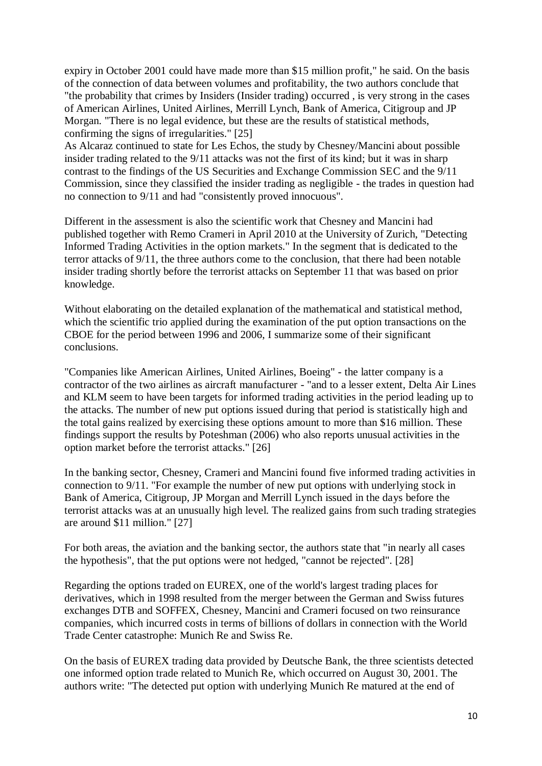expiry in October 2001 could have made more than $15 million profit," he said. On the basis of the connection of data between volumes and profitability, the two authors conclude that "the probability that crimes by Insiders (Insider trading) occurred , is very strong in the cases of American Airlines, United Airlines, Merrill Lynch, Bank of America, Citigroup and JP Morgan. "There is no legal evidence, but these are the results of statistical methods, confirming the signs of irregularities." [25]
As Alcaraz continued to state for Les Echos, the study by Chesney/Mancini about possible insider trading related to the 9/11 attacks was not the first of its kind; but it was in sharp contrast to the findings of the US Securities and Exchange Commission SEC and the 9/11 Commission, since they classified the insider trading as negligible - the trades in question had no connection to 9/11 and had "consistently proved innocuous".

Different in the assessment is also the scientific work that Chesney and Mancini had published together with Remo Crameri in April 2010 at the University of Zurich, "Detecting Informed Trading Activities in the option markets." In the segment that is dedicated to the terror attacks of 9/11, the three authors come to the conclusion, that there had been notable insider trading shortly before the terrorist attacks on September 11 that was based on prior knowledge.

Without elaborating on the detailed explanation of the mathematical and statistical method, which the scientific trio applied during the examination of the put option transactions on the CBOE for the period between 1996 and 2006, I summarize some of their significant conclusions.

"Companies like American Airlines, United Airlines, Boeing" - the latter company is a contractor of the two airlines as aircraft manufacturer - "and to a lesser extent, Delta Air Lines and KLM seem to have been targets for informed trading activities in the period leading up to the attacks. The number of new put options issued during that period is statistically high and the total gains realized by exercising these options amount to more than $16 million. These findings support the results by Poteshman (2006) who also reports unusual activities in the option market before the terrorist attacks." [26]

In the banking sector, Chesney, Crameri and Mancini found five informed trading activities in connection to 9/11. "For example the number of new put options with underlying stock in Bank of America, Citigroup, JP Morgan and Merrill Lynch issued in the days before the terrorist attacks was at an unusually high level. The realized gains from such trading strategies are around $11 million." [27]

For both areas, the aviation and the banking sector, the authors state that "in nearly all cases the hypothesis", that the put options were not hedged, "cannot be rejected". [28]

Regarding the options traded on EUREX, one of the world's largest trading places for derivatives, which in 1998 resulted from the merger between the German and Swiss futures exchanges DTB and SOFFEX, Chesney, Mancini and Crameri focused on two reinsurance companies, which incurred costs in terms of billions of dollars in connection with the World Trade Center catastrophe: Munich Re and Swiss Re.

On the basis of EUREX trading data provided by Deutsche Bank, the three scientists detected one informed option trade related to Munich Re, which occurred on August 30, 2001. The authors write: "The detected put option with underlying Munich Re matured at the end of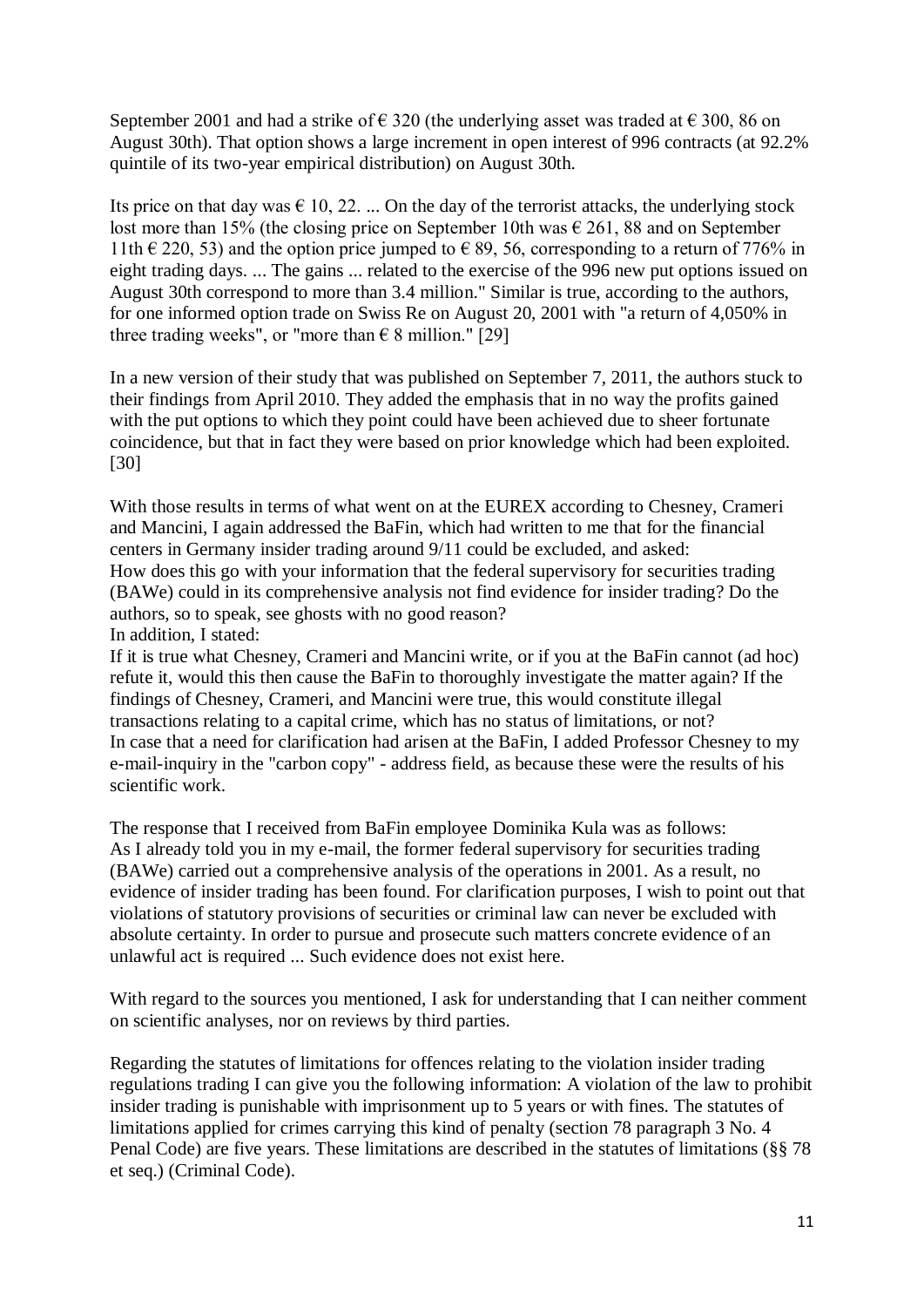September 2001 and had a strike of € 320 (the underlying asset was traded at € 300, 86 on August 30th). That option shows a large increment in open interest of 996 contracts (at 92.2% quintile of its two-year empirical distribution) on August 30th.

Its price on that day was € 10, 22. ... On the day of the terrorist attacks, the underlying stock lost more than 15% (the closing price on September 10th was € 261, 88 and on September 11th € 220, 53) and the option price jumped to € 89, 56, corresponding to a return of 776% in eight trading days. ... The gains ... related to the exercise of the 996 new put options issued on August 30th correspond to more than 3.4 million." Similar is true, according to the authors, for one informed option trade on Swiss Re on August 20, 2001 with "a return of 4,050% in three trading weeks", or "more than € 8 million." [29]

In a new version of their study that was published on September 7, 2011, the authors stuck to their findings from April 2010. They added the emphasis that in no way the profits gained with the put options to which they point could have been achieved due to sheer fortunate coincidence, but that in fact they were based on prior knowledge which had been exploited. [30]

With those results in terms of what went on at the EUREX according to Chesney, Crameri and Mancini, I again addressed the BaFin, which had written to me that for the financial centers in Germany insider trading around 9/11 could be excluded, and asked:
How does this go with your information that the federal supervisory for securities trading (BAWe) could in its comprehensive analysis not find evidence for insider trading? Do the authors, so to speak, see ghosts with no good reason?
In addition, I stated:
If it is true what Chesney, Crameri and Mancini write, or if you at the BaFin cannot (ad hoc) refute it, would this then cause the BaFin to thoroughly investigate the matter again? If the findings of Chesney, Crameri, and Mancini were true, this would constitute illegal transactions relating to a capital crime, which has no status of limitations, or not?
In case that a need for clarification had arisen at the BaFin, I added Professor Chesney to my e-mail-inquiry in the "carbon copy" - address field, as because these were the results of his scientific work.

The response that I received from BaFin employee Dominika Kula was as follows:
As I already told you in my e-mail, the former federal supervisory for securities trading (BAWe) carried out a comprehensive analysis of the operations in 2001. As a result, no evidence of insider trading has been found. For clarification purposes, I wish to point out that violations of statutory provisions of securities or criminal law can never be excluded with absolute certainty. In order to pursue and prosecute such matters concrete evidence of an unlawful act is required ... Such evidence does not exist here.

With regard to the sources you mentioned, I ask for understanding that I can neither comment on scientific analyses, nor on reviews by third parties.

Regarding the statutes of limitations for offences relating to the violation insider trading regulations trading I can give you the following information: A violation of the law to prohibit insider trading is punishable with imprisonment up to 5 years or with fines. The statutes of limitations applied for crimes carrying this kind of penalty (section 78 paragraph 3 No. 4 Penal Code) are five years. These limitations are described in the statutes of limitations (§§ 78 et seq.) (Criminal Code).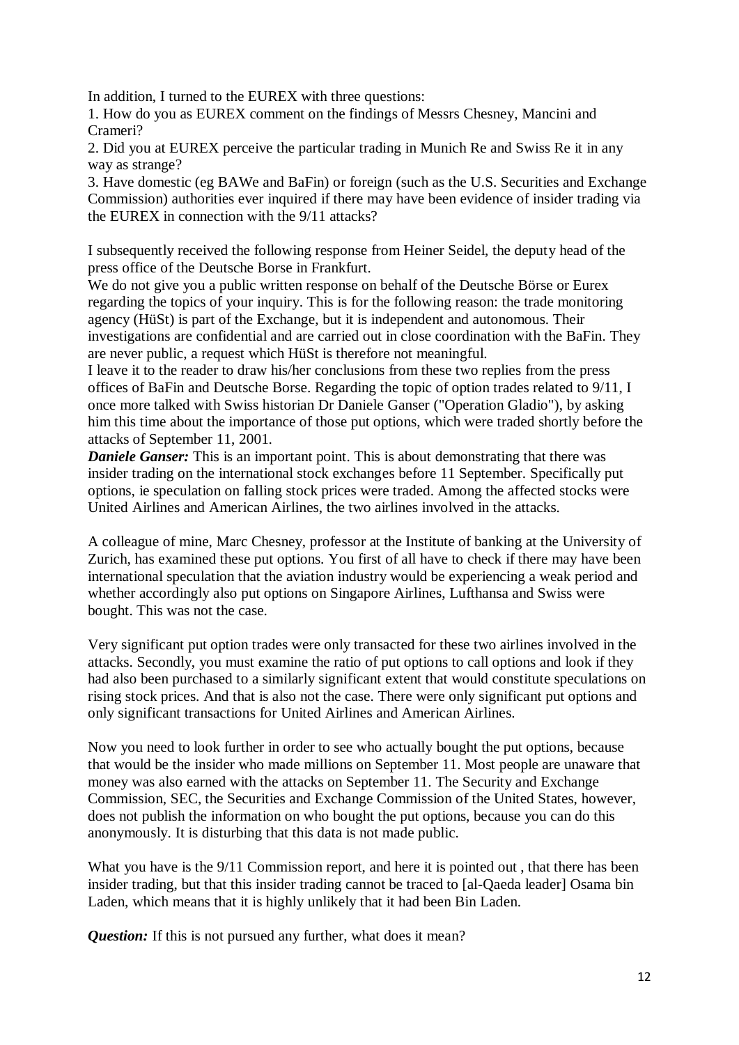In addition, I turned to the EUREX with three questions:

1. How do you as EUREX comment on the findings of Messrs Chesney, Mancini and Crameri?
2. Did you at EUREX perceive the particular trading in Munich Re and Swiss Re it in any way as strange?
3. Have domestic (eg BAWe and BaFin) or foreign (such as the U.S. Securities and Exchange Commission) authorities ever inquired if there may have been evidence of insider trading via the EUREX in connection with the 9/11 attacks?

I subsequently received the following response from Heiner Seidel, the deputy head of the press office of the Deutsche Borse in Frankfurt.

We do not give you a public written response on behalf of the Deutsche Börse or Eurex regarding the topics of your inquiry. This is for the following reason: the trade monitoring agency (HüSt) is part of the Exchange, but it is independent and autonomous. Their investigations are confidential and are carried out in close coordination with the BaFin. They are never public, a request which HüSt is therefore not meaningful.

I leave it to the reader to draw his/her conclusions from these two replies from the press offices of BaFin and Deutsche Borse. Regarding the topic of option trades related to 9/11, I once more talked with Swiss historian Dr Daniele Ganser ("Operation Gladio"), by asking him this time about the importance of those put options, which were traded shortly before the attacks of September 11, 2001.

***Daniele Ganser:*** This is an important point. This is about demonstrating that there was insider trading on the international stock exchanges before 11 September. Specifically put options, ie speculation on falling stock prices were traded. Among the affected stocks were United Airlines and American Airlines, the two airlines involved in the attacks.

A colleague of mine, Marc Chesney, professor at the Institute of banking at the University of Zurich, has examined these put options. You first of all have to check if there may have been international speculation that the aviation industry would be experiencing a weak period and whether accordingly also put options on Singapore Airlines, Lufthansa and Swiss were bought. This was not the case.

Very significant put option trades were only transacted for these two airlines involved in the attacks. Secondly, you must examine the ratio of put options to call options and look if they had also been purchased to a similarly significant extent that would constitute speculations on rising stock prices. And that is also not the case. There were only significant put options and only significant transactions for United Airlines and American Airlines.

Now you need to look further in order to see who actually bought the put options, because that would be the insider who made millions on September 11. Most people are unaware that money was also earned with the attacks on September 11. The Security and Exchange Commission, SEC, the Securities and Exchange Commission of the United States, however, does not publish the information on who bought the put options, because you can do this anonymously. It is disturbing that this data is not made public.

What you have is the 9/11 Commission report, and here it is pointed out , that there has been insider trading, but that this insider trading cannot be traced to [al-Qaeda leader] Osama bin Laden, which means that it is highly unlikely that it had been Bin Laden.

***Question:*** If this is not pursued any further, what does it mean?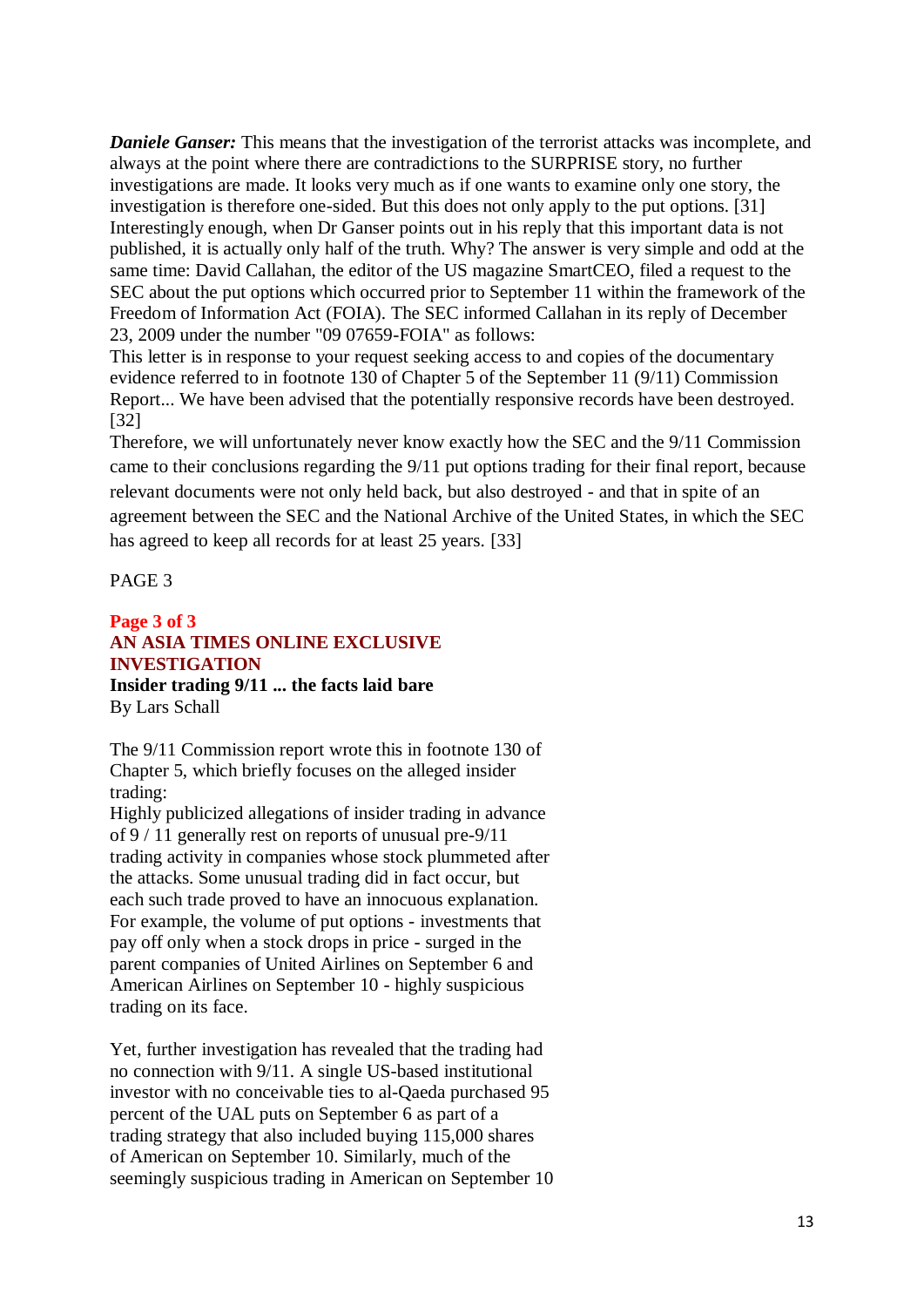***Daniele Ganser:*** This means that the investigation of the terrorist attacks was incomplete, and always at the point where there are contradictions to the SURPRISE story, no further investigations are made. It looks very much as if one wants to examine only one story, the investigation is therefore one-sided. But this does not only apply to the put options. [31]

Interestingly enough, when Dr Ganser points out in his reply that this important data is not published, it is actually only half of the truth. Why? The answer is very simple and odd at the same time: David Callahan, the editor of the US magazine SmartCEO, filed a request to the SEC about the put options which occurred prior to September 11 within the framework of the Freedom of Information Act (FOIA). The SEC informed Callahan in its reply of December 23, 2009 under the number "09 07659-FOIA" as follows:

This letter is in response to your request seeking access to and copies of the documentary evidence referred to in footnote 130 of Chapter 5 of the September 11 (9/11) Commission Report... We have been advised that the potentially responsive records have been destroyed. [32]

Therefore, we will unfortunately never know exactly how the SEC and the 9/11 Commission came to their conclusions regarding the 9/11 put options trading for their final report, because relevant documents were not only held back, but also destroyed - and that in spite of an agreement between the SEC and the National Archive of the United States, in which the SEC has agreed to keep all records for at least 25 years. [33]

PAGE 3

**Page 3 of 3**
**AN ASIA TIMES ONLINE EXCLUSIVE INVESTIGATION**
**Insider trading 9/11 ... the facts laid bare**
By Lars Schall

The 9/11 Commission report wrote this in footnote 130 of Chapter 5, which briefly focuses on the alleged insider trading:

Highly publicized allegations of insider trading in advance of 9 / 11 generally rest on reports of unusual pre-9/11 trading activity in companies whose stock plummeted after the attacks. Some unusual trading did in fact occur, but each such trade proved to have an innocuous explanation. For example, the volume of put options - investments that pay off only when a stock drops in price - surged in the parent companies of United Airlines on September 6 and American Airlines on September 10 - highly suspicious trading on its face.

Yet, further investigation has revealed that the trading had no connection with 9/11. A single US-based institutional investor with no conceivable ties to al-Qaeda purchased 95 percent of the UAL puts on September 6 as part of a trading strategy that also included buying 115,000 shares of American on September 10. Similarly, much of the seemingly suspicious trading in American on September 10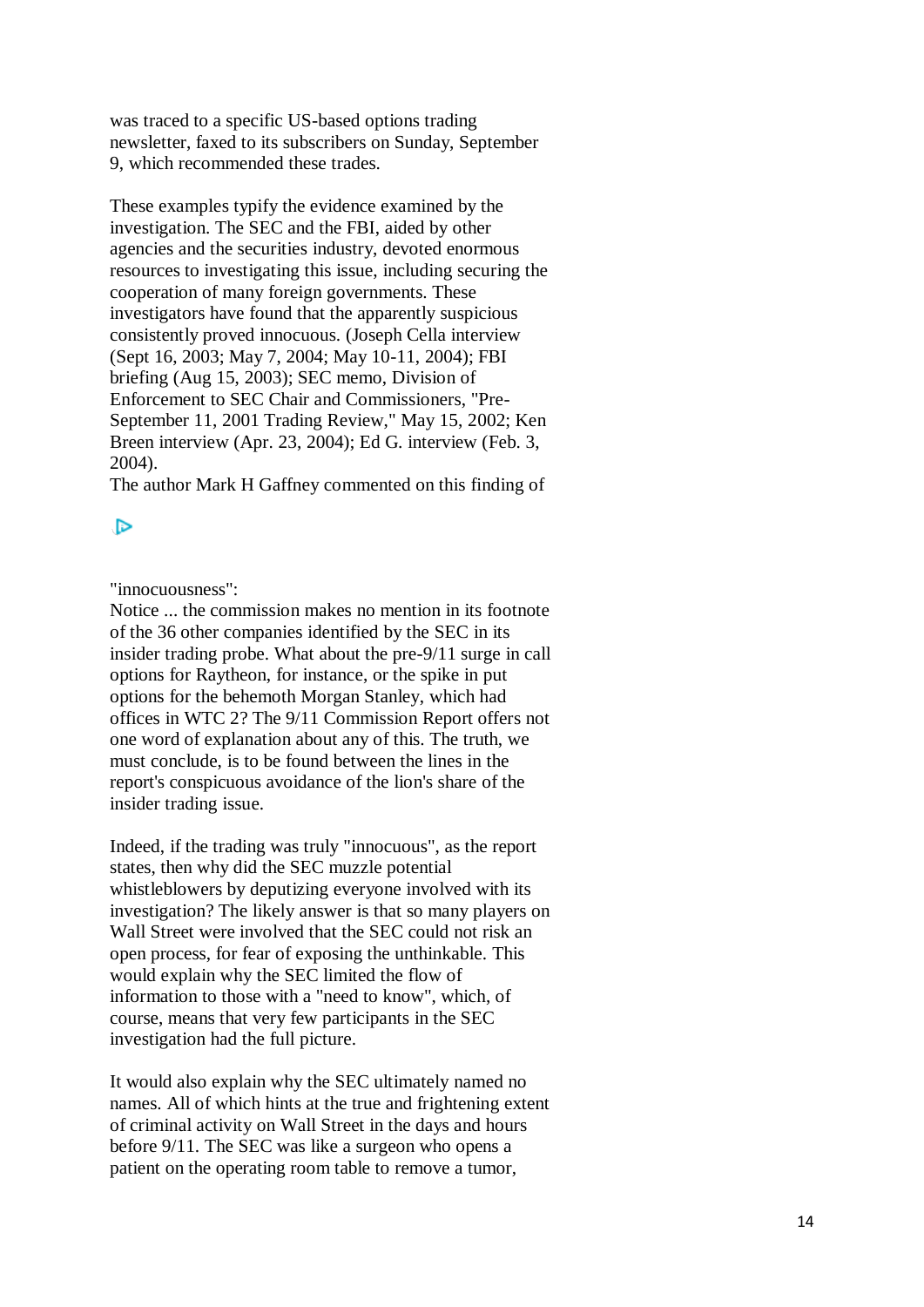was traced to a specific US-based options trading newsletter, faxed to its subscribers on Sunday, September 9, which recommended these trades.

These examples typify the evidence examined by the investigation. The SEC and the FBI, aided by other agencies and the securities industry, devoted enormous resources to investigating this issue, including securing the cooperation of many foreign governments. These investigators have found that the apparently suspicious consistently proved innocuous. (Joseph Cella interview (Sept 16, 2003; May 7, 2004; May 10-11, 2004); FBI briefing (Aug 15, 2003); SEC memo, Division of Enforcement to SEC Chair and Commissioners, "Pre-September 11, 2001 Trading Review," May 15, 2002; Ken Breen interview (Apr. 23, 2004); Ed G. interview (Feb. 3, 2004).

The author Mark H Gaffney commented on this finding of "innocuousness":

Notice ... the commission makes no mention in its footnote of the 36 other companies identified by the SEC in its insider trading probe. What about the pre-9/11 surge in call options for Raytheon, for instance, or the spike in put options for the behemoth Morgan Stanley, which had offices in WTC 2? The 9/11 Commission Report offers not one word of explanation about any of this. The truth, we must conclude, is to be found between the lines in the report's conspicuous avoidance of the lion's share of the insider trading issue.

Indeed, if the trading was truly "innocuous", as the report states, then why did the SEC muzzle potential whistleblowers by deputizing everyone involved with its investigation? The likely answer is that so many players on Wall Street were involved that the SEC could not risk an open process, for fear of exposing the unthinkable. This would explain why the SEC limited the flow of information to those with a "need to know", which, of course, means that very few participants in the SEC investigation had the full picture.

It would also explain why the SEC ultimately named no names. All of which hints at the true and frightening extent of criminal activity on Wall Street in the days and hours before 9/11. The SEC was like a surgeon who opens a patient on the operating room table to remove a tumor,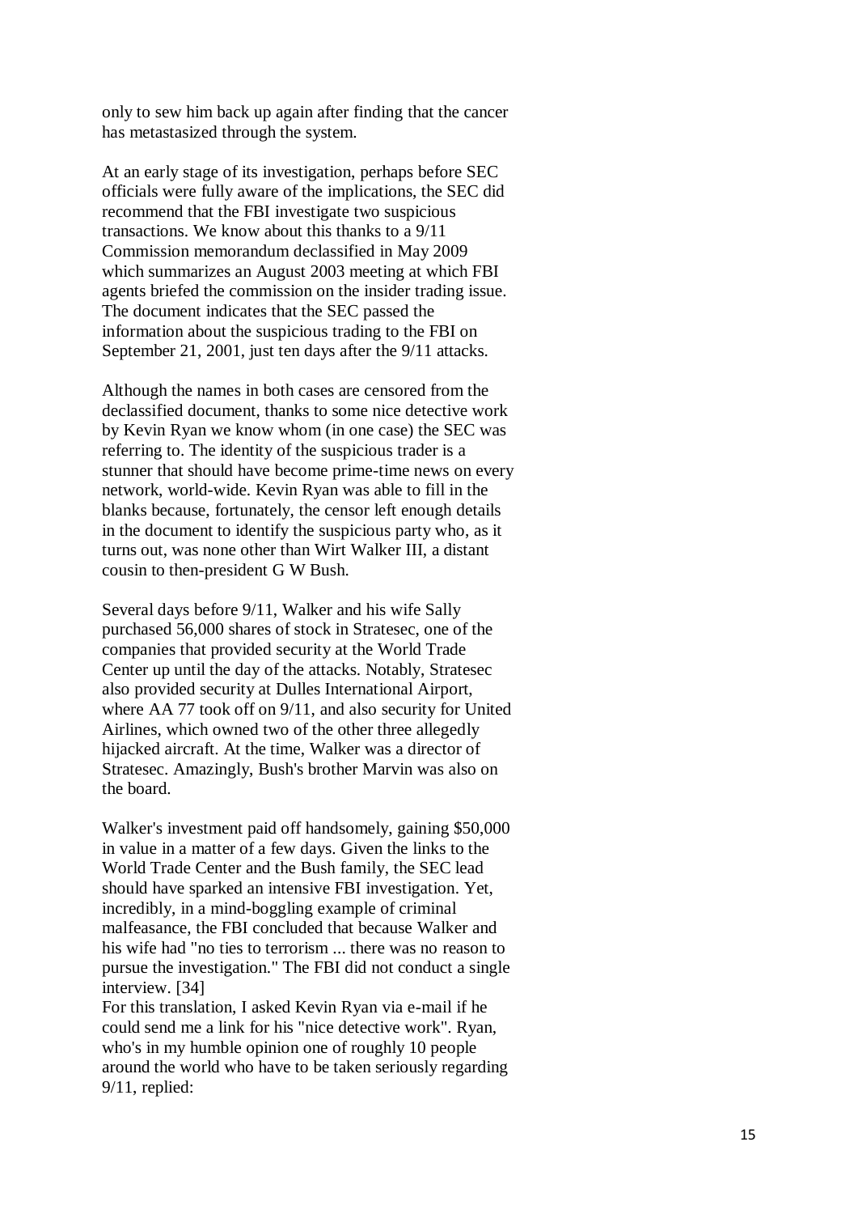only to sew him back up again after finding that the cancer has metastasized through the system.

At an early stage of its investigation, perhaps before SEC officials were fully aware of the implications, the SEC did recommend that the FBI investigate two suspicious transactions. We know about this thanks to a 9/11 Commission memorandum declassified in May 2009 which summarizes an August 2003 meeting at which FBI agents briefed the commission on the insider trading issue. The document indicates that the SEC passed the information about the suspicious trading to the FBI on September 21, 2001, just ten days after the 9/11 attacks.

Although the names in both cases are censored from the declassified document, thanks to some nice detective work by Kevin Ryan we know whom (in one case) the SEC was referring to. The identity of the suspicious trader is a stunner that should have become prime-time news on every network, world-wide. Kevin Ryan was able to fill in the blanks because, fortunately, the censor left enough details in the document to identify the suspicious party who, as it turns out, was none other than Wirt Walker III, a distant cousin to then-president G W Bush.

Several days before 9/11, Walker and his wife Sally purchased 56,000 shares of stock in Stratesec, one of the companies that provided security at the World Trade Center up until the day of the attacks. Notably, Stratesec also provided security at Dulles International Airport, where AA 77 took off on 9/11, and also security for United Airlines, which owned two of the other three allegedly hijacked aircraft. At the time, Walker was a director of Stratesec. Amazingly, Bush's brother Marvin was also on the board.

Walker's investment paid off handsomely, gaining $50,000 in value in a matter of a few days. Given the links to the World Trade Center and the Bush family, the SEC lead should have sparked an intensive FBI investigation. Yet, incredibly, in a mind-boggling example of criminal malfeasance, the FBI concluded that because Walker and his wife had "no ties to terrorism ... there was no reason to pursue the investigation." The FBI did not conduct a single interview. [34]
For this translation, I asked Kevin Ryan via e-mail if he could send me a link for his "nice detective work". Ryan, who's in my humble opinion one of roughly 10 people around the world who have to be taken seriously regarding 9/11, replied: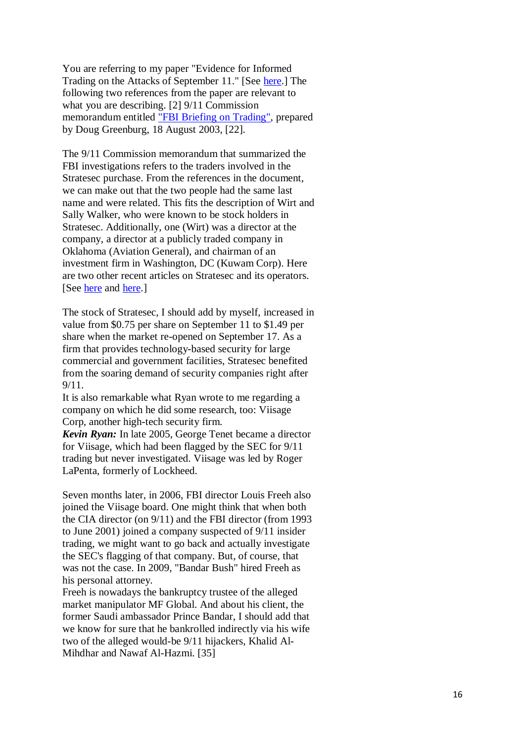You are referring to my paper "Evidence for Informed Trading on the Attacks of September 11." [See here.] The following two references from the paper are relevant to what you are describing. [2] 9/11 Commission memorandum entitled "FBI Briefing on Trading", prepared by Doug Greenburg, 18 August 2003, [22].

The 9/11 Commission memorandum that summarized the FBI investigations refers to the traders involved in the Stratesec purchase. From the references in the document, we can make out that the two people had the same last name and were related. This fits the description of Wirt and Sally Walker, who were known to be stock holders in Stratesec. Additionally, one (Wirt) was a director at the company, a director at a publicly traded company in Oklahoma (Aviation General), and chairman of an investment firm in Washington, DC (Kuwam Corp). Here are two other recent articles on Stratesec and its operators. [See here and here.]

The stock of Stratesec, I should add by myself, increased in value from $0.75 per share on September 11 to $1.49 per share when the market re-opened on September 17. As a firm that provides technology-based security for large commercial and government facilities, Stratesec benefited from the soaring demand of security companies right after 9/11.

It is also remarkable what Ryan wrote to me regarding a company on which he did some research, too: Viisage Corp, another high-tech security firm.

***Kevin Ryan:*** In late 2005, George Tenet became a director for Viisage, which had been flagged by the SEC for 9/11 trading but never investigated. Viisage was led by Roger LaPenta, formerly of Lockheed.

Seven months later, in 2006, FBI director Louis Freeh also joined the Viisage board. One might think that when both the CIA director (on 9/11) and the FBI director (from 1993 to June 2001) joined a company suspected of 9/11 insider trading, we might want to go back and actually investigate the SEC's flagging of that company. But, of course, that was not the case. In 2009, "Bandar Bush" hired Freeh as his personal attorney.

Freeh is nowadays the bankruptcy trustee of the alleged market manipulator MF Global. And about his client, the former Saudi ambassador Prince Bandar, I should add that we know for sure that he bankrolled indirectly via his wife two of the alleged would-be 9/11 hijackers, Khalid Al-Mihdhar and Nawaf Al-Hazmi. [35]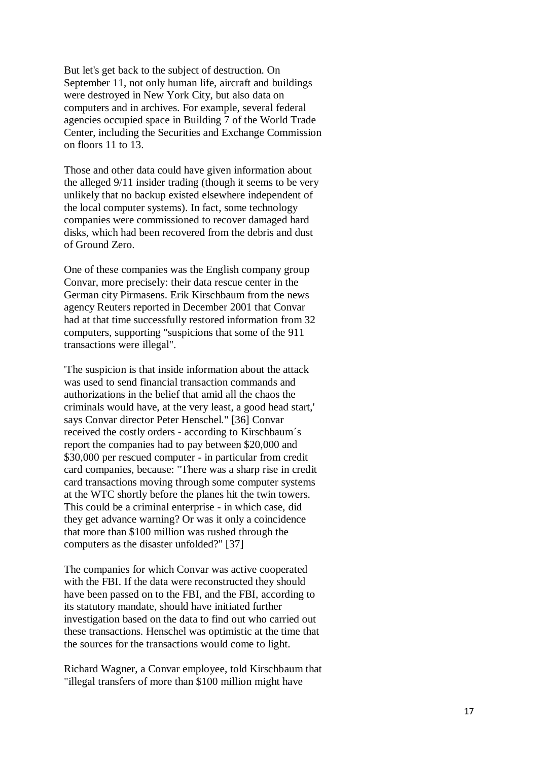But let's get back to the subject of destruction. On September 11, not only human life, aircraft and buildings were destroyed in New York City, but also data on computers and in archives. For example, several federal agencies occupied space in Building 7 of the World Trade Center, including the Securities and Exchange Commission on floors 11 to 13.

Those and other data could have given information about the alleged 9/11 insider trading (though it seems to be very unlikely that no backup existed elsewhere independent of the local computer systems). In fact, some technology companies were commissioned to recover damaged hard disks, which had been recovered from the debris and dust of Ground Zero.

One of these companies was the English company group Convar, more precisely: their data rescue center in the German city Pirmasens. Erik Kirschbaum from the news agency Reuters reported in December 2001 that Convar had at that time successfully restored information from 32 computers, supporting "suspicions that some of the 911 transactions were illegal".

'The suspicion is that inside information about the attack was used to send financial transaction commands and authorizations in the belief that amid all the chaos the criminals would have, at the very least, a good head start,' says Convar director Peter Henschel." [36] Convar received the costly orders - according to Kirschbaum´s report the companies had to pay between $20,000 and $30,000 per rescued computer - in particular from credit card companies, because: "There was a sharp rise in credit card transactions moving through some computer systems at the WTC shortly before the planes hit the twin towers. This could be a criminal enterprise - in which case, did they get advance warning? Or was it only a coincidence that more than $100 million was rushed through the computers as the disaster unfolded?" [37]

The companies for which Convar was active cooperated with the FBI. If the data were reconstructed they should have been passed on to the FBI, and the FBI, according to its statutory mandate, should have initiated further investigation based on the data to find out who carried out these transactions. Henschel was optimistic at the time that the sources for the transactions would come to light.

Richard Wagner, a Convar employee, told Kirschbaum that "illegal transfers of more than $100 million might have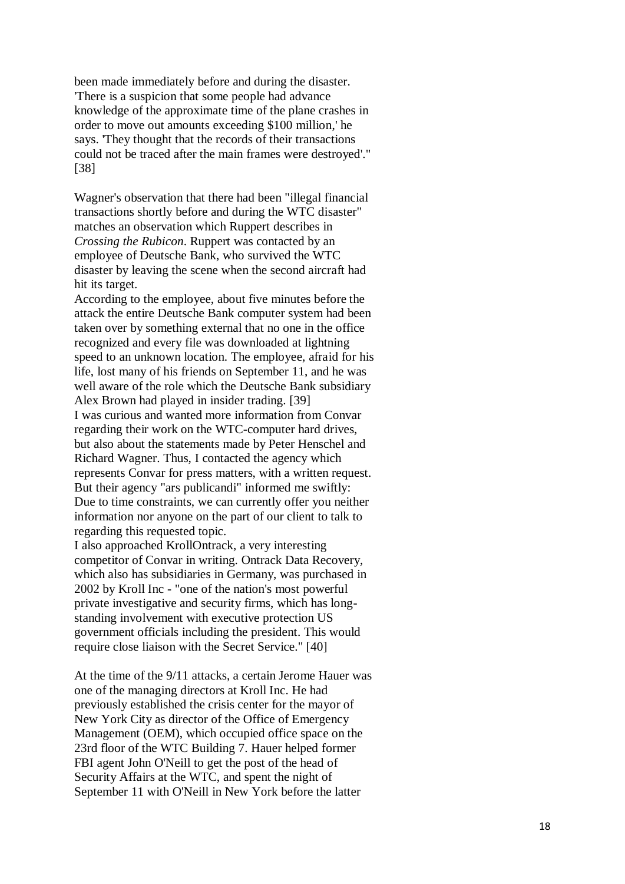been made immediately before and during the disaster. 'There is a suspicion that some people had advance knowledge of the approximate time of the plane crashes in order to move out amounts exceeding $100 million,' he says. 'They thought that the records of their transactions could not be traced after the main frames were destroyed'." [38]

Wagner's observation that there had been "illegal financial transactions shortly before and during the WTC disaster" matches an observation which Ruppert describes in *Crossing the Rubicon*. Ruppert was contacted by an employee of Deutsche Bank, who survived the WTC disaster by leaving the scene when the second aircraft had hit its target.

According to the employee, about five minutes before the attack the entire Deutsche Bank computer system had been taken over by something external that no one in the office recognized and every file was downloaded at lightning speed to an unknown location. The employee, afraid for his life, lost many of his friends on September 11, and he was well aware of the role which the Deutsche Bank subsidiary Alex Brown had played in insider trading. [39]

I was curious and wanted more information from Convar regarding their work on the WTC-computer hard drives, but also about the statements made by Peter Henschel and Richard Wagner. Thus, I contacted the agency which represents Convar for press matters, with a written request. But their agency "ars publicandi" informed me swiftly: Due to time constraints, we can currently offer you neither information nor anyone on the part of our client to talk to regarding this requested topic.

I also approached KrollOntrack, a very interesting competitor of Convar in writing. Ontrack Data Recovery, which also has subsidiaries in Germany, was purchased in 2002 by Kroll Inc - "one of the nation's most powerful private investigative and security firms, which has long-standing involvement with executive protection US government officials including the president. This would require close liaison with the Secret Service." [40]

At the time of the 9/11 attacks, a certain Jerome Hauer was one of the managing directors at Kroll Inc. He had previously established the crisis center for the mayor of New York City as director of the Office of Emergency Management (OEM), which occupied office space on the 23rd floor of the WTC Building 7. Hauer helped former FBI agent John O'Neill to get the post of the head of Security Affairs at the WTC, and spent the night of September 11 with O'Neill in New York before the latter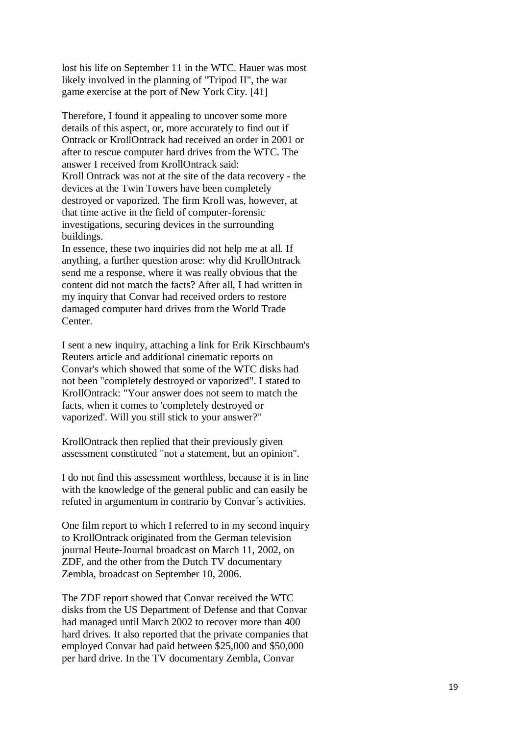lost his life on September 11 in the WTC. Hauer was most likely involved in the planning of "Tripod II", the war game exercise at the port of New York City. [41]

Therefore, I found it appealing to uncover some more details of this aspect, or, more accurately to find out if Ontrack or KrollOntrack had received an order in 2001 or after to rescue computer hard drives from the WTC. The answer I received from KrollOntrack said:
Kroll Ontrack was not at the site of the data recovery - the devices at the Twin Towers have been completely destroyed or vaporized. The firm Kroll was, however, at that time active in the field of computer-forensic investigations, securing devices in the surrounding buildings.
In essence, these two inquiries did not help me at all. If anything, a further question arose: why did KrollOntrack send me a response, where it was really obvious that the content did not match the facts? After all, I had written in my inquiry that Convar had received orders to restore damaged computer hard drives from the World Trade Center.

I sent a new inquiry, attaching a link for Erik Kirschbaum's Reuters article and additional cinematic reports on Convar's which showed that some of the WTC disks had not been "completely destroyed or vaporized". I stated to KrollOntrack: "Your answer does not seem to match the facts, when it comes to 'completely destroyed or vaporized'. Will you still stick to your answer?"

KrollOntrack then replied that their previously given assessment constituted "not a statement, but an opinion".

I do not find this assessment worthless, because it is in line with the knowledge of the general public and can easily be refuted in argumentum in contrario by Convar´s activities.

One film report to which I referred to in my second inquiry to KrollOntrack originated from the German television journal Heute-Journal broadcast on March 11, 2002, on ZDF, and the other from the Dutch TV documentary Zembla, broadcast on September 10, 2006.

The ZDF report showed that Convar received the WTC disks from the US Department of Defense and that Convar had managed until March 2002 to recover more than 400 hard drives. It also reported that the private companies that employed Convar had paid between $25,000 and $50,000 per hard drive. In the TV documentary Zembla, Convar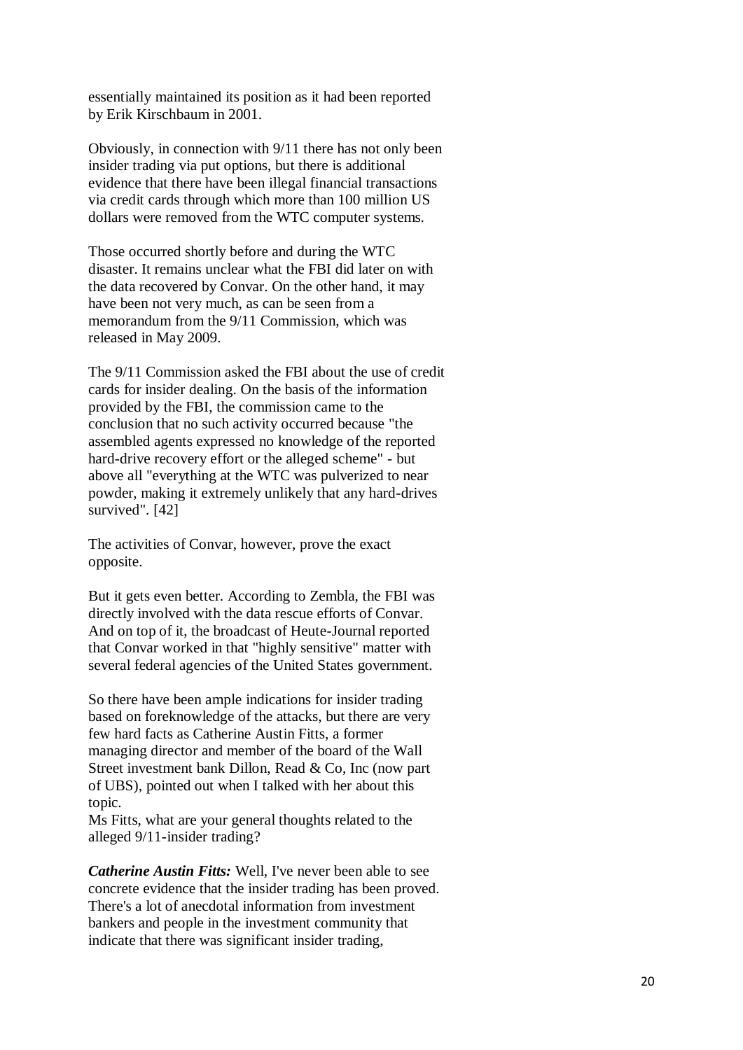essentially maintained its position as it had been reported by Erik Kirschbaum in 2001.

Obviously, in connection with 9/11 there has not only been insider trading via put options, but there is additional evidence that there have been illegal financial transactions via credit cards through which more than 100 million US dollars were removed from the WTC computer systems.

Those occurred shortly before and during the WTC disaster. It remains unclear what the FBI did later on with the data recovered by Convar. On the other hand, it may have been not very much, as can be seen from a memorandum from the 9/11 Commission, which was released in May 2009.

The 9/11 Commission asked the FBI about the use of credit cards for insider dealing. On the basis of the information provided by the FBI, the commission came to the conclusion that no such activity occurred because "the assembled agents expressed no knowledge of the reported hard-drive recovery effort or the alleged scheme" - but above all "everything at the WTC was pulverized to near powder, making it extremely unlikely that any hard-drives survived". [42]

The activities of Convar, however, prove the exact opposite.

But it gets even better. According to Zembla, the FBI was directly involved with the data rescue efforts of Convar. And on top of it, the broadcast of Heute-Journal reported that Convar worked in that "highly sensitive" matter with several federal agencies of the United States government.

So there have been ample indications for insider trading based on foreknowledge of the attacks, but there are very few hard facts as Catherine Austin Fitts, a former managing director and member of the board of the Wall Street investment bank Dillon, Read & Co, Inc (now part of UBS), pointed out when I talked with her about this topic.
Ms Fitts, what are your general thoughts related to the alleged 9/11-insider trading?

***Catherine Austin Fitts:*** Well, I've never been able to see concrete evidence that the insider trading has been proved. There's a lot of anecdotal information from investment bankers and people in the investment community that indicate that there was significant insider trading,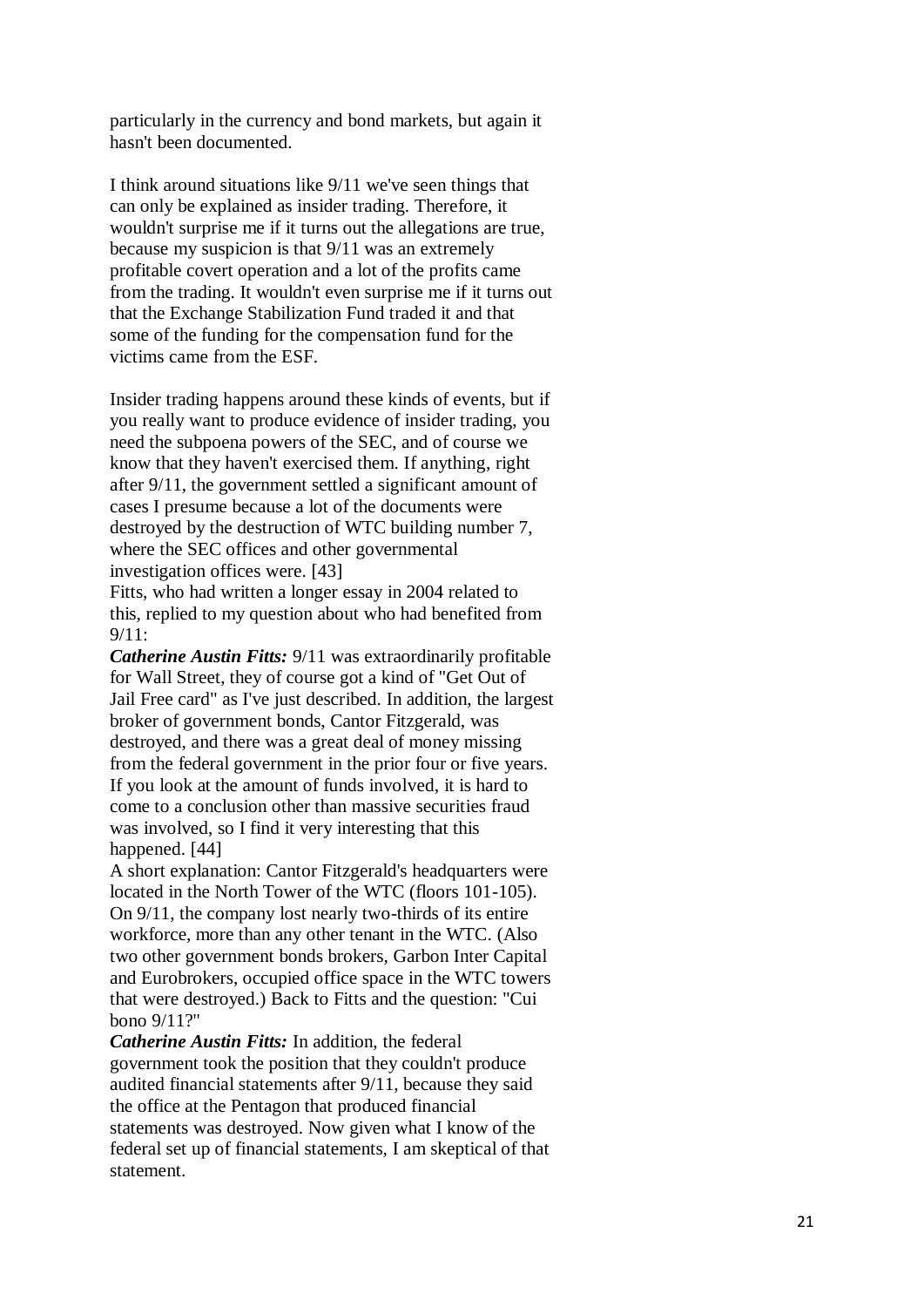particularly in the currency and bond markets, but again it hasn't been documented.

I think around situations like 9/11 we've seen things that can only be explained as insider trading. Therefore, it wouldn't surprise me if it turns out the allegations are true, because my suspicion is that 9/11 was an extremely profitable covert operation and a lot of the profits came from the trading. It wouldn't even surprise me if it turns out that the Exchange Stabilization Fund traded it and that some of the funding for the compensation fund for the victims came from the ESF.

Insider trading happens around these kinds of events, but if you really want to produce evidence of insider trading, you need the subpoena powers of the SEC, and of course we know that they haven't exercised them. If anything, right after 9/11, the government settled a significant amount of cases I presume because a lot of the documents were destroyed by the destruction of WTC building number 7, where the SEC offices and other governmental investigation offices were. [43]

Fitts, who had written a longer essay in 2004 related to this, replied to my question about who had benefited from 9/11:

***Catherine Austin Fitts:*** 9/11 was extraordinarily profitable for Wall Street, they of course got a kind of "Get Out of Jail Free card" as I've just described. In addition, the largest broker of government bonds, Cantor Fitzgerald, was destroyed, and there was a great deal of money missing from the federal government in the prior four or five years. If you look at the amount of funds involved, it is hard to come to a conclusion other than massive securities fraud was involved, so I find it very interesting that this happened. [44]

A short explanation: Cantor Fitzgerald's headquarters were located in the North Tower of the WTC (floors 101-105). On 9/11, the company lost nearly two-thirds of its entire workforce, more than any other tenant in the WTC. (Also two other government bonds brokers, Garbon Inter Capital and Eurobrokers, occupied office space in the WTC towers that were destroyed.) Back to Fitts and the question: "Cui bono 9/11?"

***Catherine Austin Fitts:*** In addition, the federal government took the position that they couldn't produce audited financial statements after 9/11, because they said the office at the Pentagon that produced financial statements was destroyed. Now given what I know of the federal set up of financial statements, I am skeptical of that statement.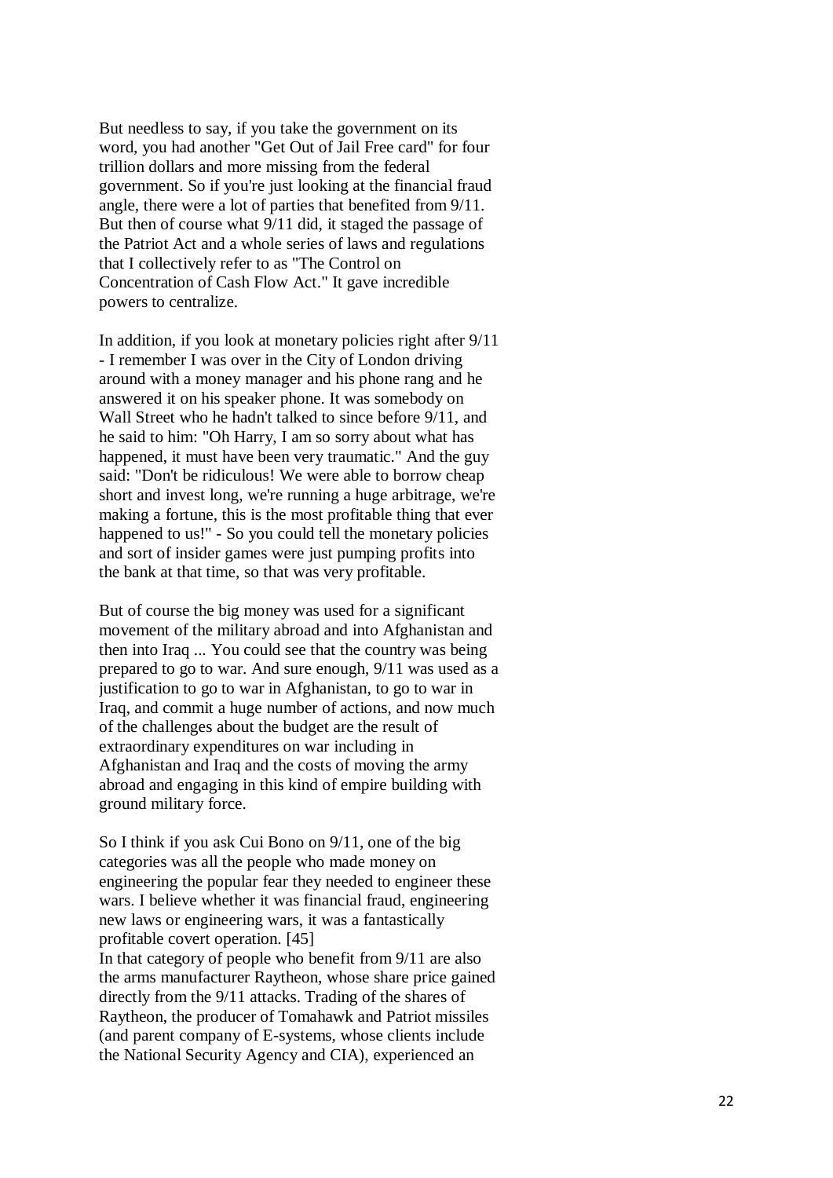But needless to say, if you take the government on its word, you had another "Get Out of Jail Free card" for four trillion dollars and more missing from the federal government. So if you're just looking at the financial fraud angle, there were a lot of parties that benefited from 9/11. But then of course what 9/11 did, it staged the passage of the Patriot Act and a whole series of laws and regulations that I collectively refer to as "The Control on Concentration of Cash Flow Act." It gave incredible powers to centralize.

In addition, if you look at monetary policies right after 9/11 - I remember I was over in the City of London driving around with a money manager and his phone rang and he answered it on his speaker phone. It was somebody on Wall Street who he hadn't talked to since before 9/11, and he said to him: "Oh Harry, I am so sorry about what has happened, it must have been very traumatic." And the guy said: "Don't be ridiculous! We were able to borrow cheap short and invest long, we're running a huge arbitrage, we're making a fortune, this is the most profitable thing that ever happened to us!" - So you could tell the monetary policies and sort of insider games were just pumping profits into the bank at that time, so that was very profitable.

But of course the big money was used for a significant movement of the military abroad and into Afghanistan and then into Iraq ... You could see that the country was being prepared to go to war. And sure enough, 9/11 was used as a justification to go to war in Afghanistan, to go to war in Iraq, and commit a huge number of actions, and now much of the challenges about the budget are the result of extraordinary expenditures on war including in Afghanistan and Iraq and the costs of moving the army abroad and engaging in this kind of empire building with ground military force.

So I think if you ask Cui Bono on 9/11, one of the big categories was all the people who made money on engineering the popular fear they needed to engineer these wars. I believe whether it was financial fraud, engineering new laws or engineering wars, it was a fantastically profitable covert operation. [45]

In that category of people who benefit from 9/11 are also the arms manufacturer Raytheon, whose share price gained directly from the 9/11 attacks. Trading of the shares of Raytheon, the producer of Tomahawk and Patriot missiles (and parent company of E-systems, whose clients include the National Security Agency and CIA), experienced an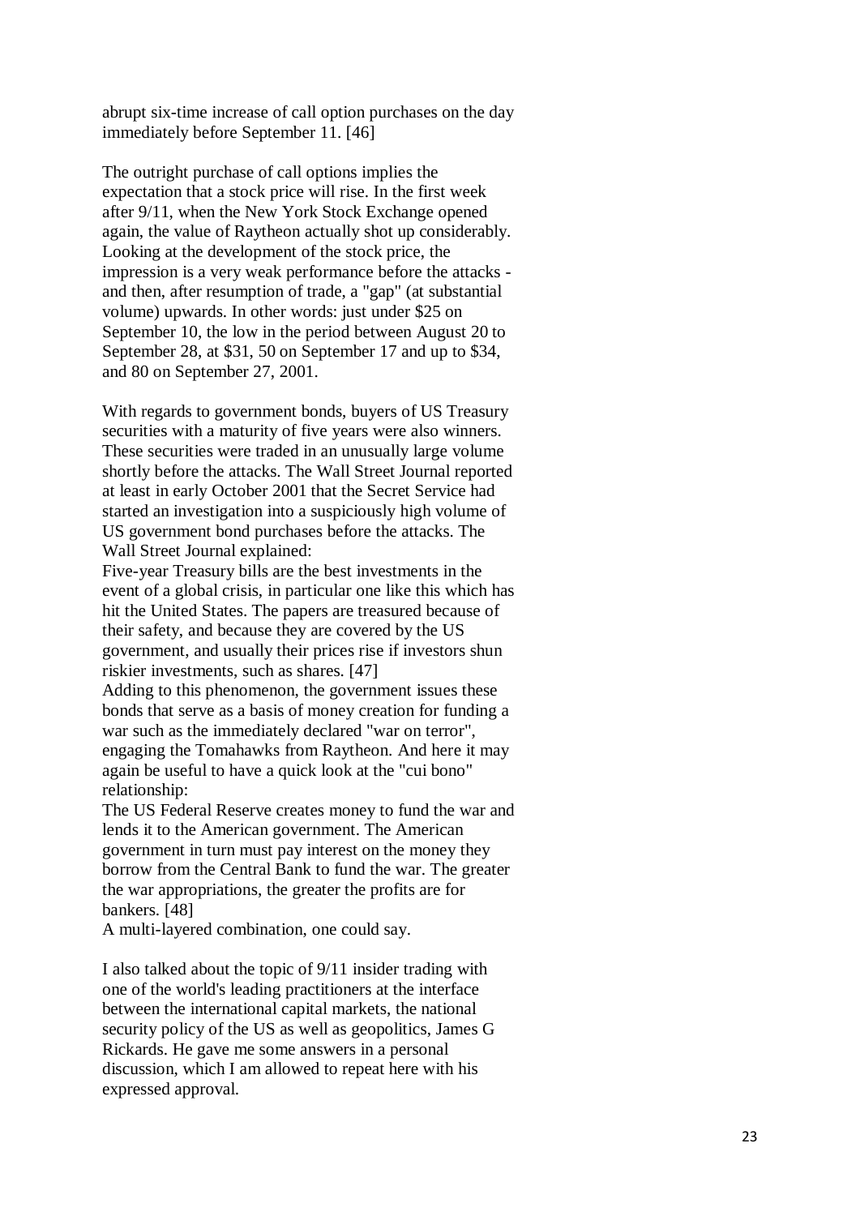abrupt six-time increase of call option purchases on the day immediately before September 11. [46]

The outright purchase of call options implies the expectation that a stock price will rise. In the first week after 9/11, when the New York Stock Exchange opened again, the value of Raytheon actually shot up considerably. Looking at the development of the stock price, the impression is a very weak performance before the attacks - and then, after resumption of trade, a "gap" (at substantial volume) upwards. In other words: just under $25 on September 10, the low in the period between August 20 to September 28, at $31, 50 on September 17 and up to $34, and 80 on September 27, 2001.

With regards to government bonds, buyers of US Treasury securities with a maturity of five years were also winners. These securities were traded in an unusually large volume shortly before the attacks. The Wall Street Journal reported at least in early October 2001 that the Secret Service had started an investigation into a suspiciously high volume of US government bond purchases before the attacks. The Wall Street Journal explained:

Five-year Treasury bills are the best investments in the event of a global crisis, in particular one like this which has hit the United States. The papers are treasured because of their safety, and because they are covered by the US government, and usually their prices rise if investors shun riskier investments, such as shares. [47]

Adding to this phenomenon, the government issues these bonds that serve as a basis of money creation for funding a war such as the immediately declared "war on terror", engaging the Tomahawks from Raytheon. And here it may again be useful to have a quick look at the "cui bono" relationship:

The US Federal Reserve creates money to fund the war and lends it to the American government. The American government in turn must pay interest on the money they borrow from the Central Bank to fund the war. The greater the war appropriations, the greater the profits are for bankers. [48]

A multi-layered combination, one could say.

I also talked about the topic of 9/11 insider trading with one of the world's leading practitioners at the interface between the international capital markets, the national security policy of the US as well as geopolitics, James G Rickards. He gave me some answers in a personal discussion, which I am allowed to repeat here with his expressed approval.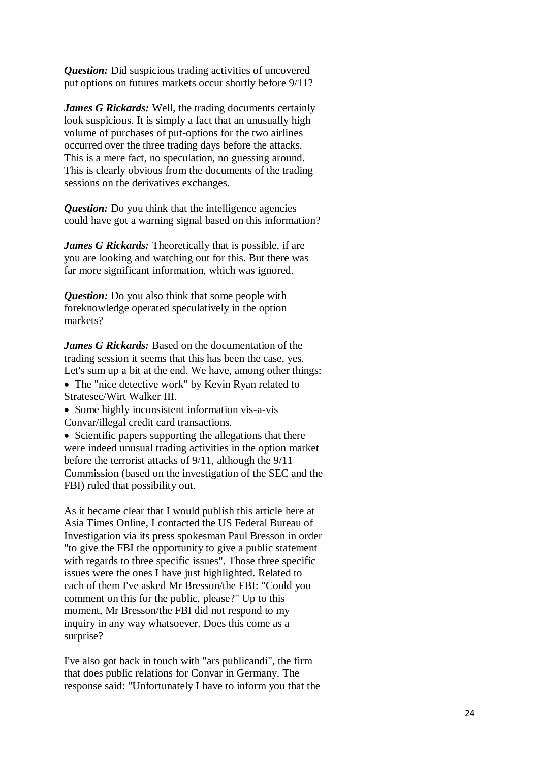***Question:*** Did suspicious trading activities of uncovered put options on futures markets occur shortly before 9/11?

***James G Rickards:*** Well, the trading documents certainly look suspicious. It is simply a fact that an unusually high volume of purchases of put-options for the two airlines occurred over the three trading days before the attacks. This is a mere fact, no speculation, no guessing around. This is clearly obvious from the documents of the trading sessions on the derivatives exchanges.

***Question:*** Do you think that the intelligence agencies could have got a warning signal based on this information?

***James G Rickards:*** Theoretically that is possible, if are you are looking and watching out for this. But there was far more significant information, which was ignored.

***Question:*** Do you also think that some people with foreknowledge operated speculatively in the option markets?

***James G Rickards:*** Based on the documentation of the trading session it seems that this has been the case, yes.

Let's sum up a bit at the end. We have, among other things:

- The "nice detective work" by Kevin Ryan related to Stratesec/Wirt Walker III.
- Some highly inconsistent information vis-a-vis Convar/illegal credit card transactions.
- Scientific papers supporting the allegations that there were indeed unusual trading activities in the option market before the terrorist attacks of 9/11, although the 9/11 Commission (based on the investigation of the SEC and the FBI) ruled that possibility out.

As it became clear that I would publish this article here at Asia Times Online, I contacted the US Federal Bureau of Investigation via its press spokesman Paul Bresson in order "to give the FBI the opportunity to give a public statement with regards to three specific issues". Those three specific issues were the ones I have just highlighted. Related to each of them I've asked Mr Bresson/the FBI: "Could you comment on this for the public, please?" Up to this moment, Mr Bresson/the FBI did not respond to my inquiry in any way whatsoever. Does this come as a surprise?

I've also got back in touch with "ars publicandi", the firm that does public relations for Convar in Germany. The response said: "Unfortunately I have to inform you that the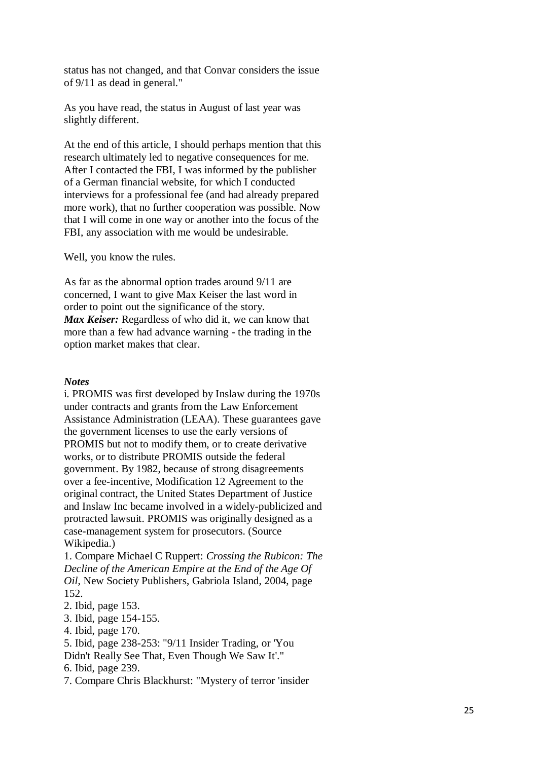status has not changed, and that Convar considers the issue of 9/11 as dead in general."

As you have read, the status in August of last year was slightly different.

At the end of this article, I should perhaps mention that this research ultimately led to negative consequences for me. After I contacted the FBI, I was informed by the publisher of a German financial website, for which I conducted interviews for a professional fee (and had already prepared more work), that no further cooperation was possible. Now that I will come in one way or another into the focus of the FBI, any association with me would be undesirable.

Well, you know the rules.

As far as the abnormal option trades around 9/11 are concerned, I want to give Max Keiser the last word in order to point out the significance of the story.
***Max Keiser:*** Regardless of who did it, we can know that more than a few had advance warning - the trading in the option market makes that clear.

***Notes***

i. PROMIS was first developed by Inslaw during the 1970s under contracts and grants from the Law Enforcement Assistance Administration (LEAA). These guarantees gave the government licenses to use the early versions of PROMIS but not to modify them, or to create derivative works, or to distribute PROMIS outside the federal government. By 1982, because of strong disagreements over a fee-incentive, Modification 12 Agreement to the original contract, the United States Department of Justice and Inslaw Inc became involved in a widely-publicized and protracted lawsuit. PROMIS was originally designed as a case-management system for prosecutors. (Source Wikipedia.)

1. Compare Michael C Ruppert: *Crossing the Rubicon: The Decline of the American Empire at the End of the Age Of Oil*, New Society Publishers, Gabriola Island, 2004, page 152.
2. Ibid, page 153.
3. Ibid, page 154-155.
4. Ibid, page 170.
5. Ibid, page 238-253: "9/11 Insider Trading, or 'You Didn't Really See That, Even Though We Saw It'."
6. Ibid, page 239.
7. Compare Chris Blackhurst: "Mystery of terror 'insider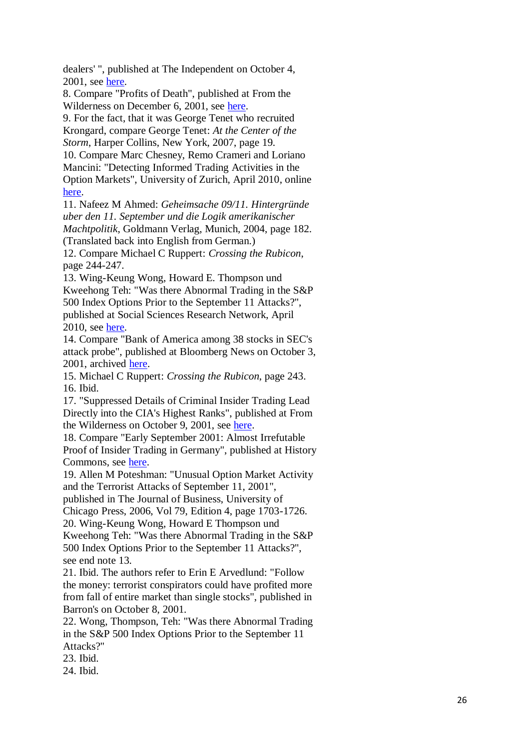dealers' ", published at The Independent on October 4, 2001, see here.

8. Compare "Profits of Death", published at From the Wilderness on December 6, 2001, see here.

9. For the fact, that it was George Tenet who recruited Krongard, compare George Tenet: *At the Center of the Storm*, Harper Collins, New York, 2007, page 19.

10. Compare Marc Chesney, Remo Crameri and Loriano Mancini: "Detecting Informed Trading Activities in the Option Markets", University of Zurich, April 2010, online here.

11. Nafeez M Ahmed: *Geheimsache 09/11. Hintergründe uber den 11. September und die Logik amerikanischer Machtpolitik*, Goldmann Verlag, Munich, 2004, page 182. (Translated back into English from German.)

12. Compare Michael C Ruppert: *Crossing the Rubicon*, page 244-247.

13. Wing-Keung Wong, Howard E. Thompson und Kweehong Teh: "Was there Abnormal Trading in the S&P 500 Index Options Prior to the September 11 Attacks?", published at Social Sciences Research Network, April 2010, see here.

14. Compare "Bank of America among 38 stocks in SEC's attack probe", published at Bloomberg News on October 3, 2001, archived here.

15. Michael C Ruppert: *Crossing the Rubicon*, page 243.

16. Ibid.

17. "Suppressed Details of Criminal Insider Trading Lead Directly into the CIA's Highest Ranks", published at From the Wilderness on October 9, 2001, see here.

18. Compare "Early September 2001: Almost Irrefutable Proof of Insider Trading in Germany", published at History Commons, see here.

19. Allen M Poteshman: "Unusual Option Market Activity and the Terrorist Attacks of September 11, 2001", published in The Journal of Business, University of Chicago Press, 2006, Vol 79, Edition 4, page 1703-1726.

20. Wing-Keung Wong, Howard E Thompson und Kweehong Teh: "Was there Abnormal Trading in the S&P 500 Index Options Prior to the September 11 Attacks?", see end note 13.

21. Ibid. The authors refer to Erin E Arvedlund: "Follow the money: terrorist conspirators could have profited more from fall of entire market than single stocks", published in Barron's on October 8, 2001.

22. Wong, Thompson, Teh: "Was there Abnormal Trading in the S&P 500 Index Options Prior to the September 11 Attacks?"

23. Ibid.

24. Ibid.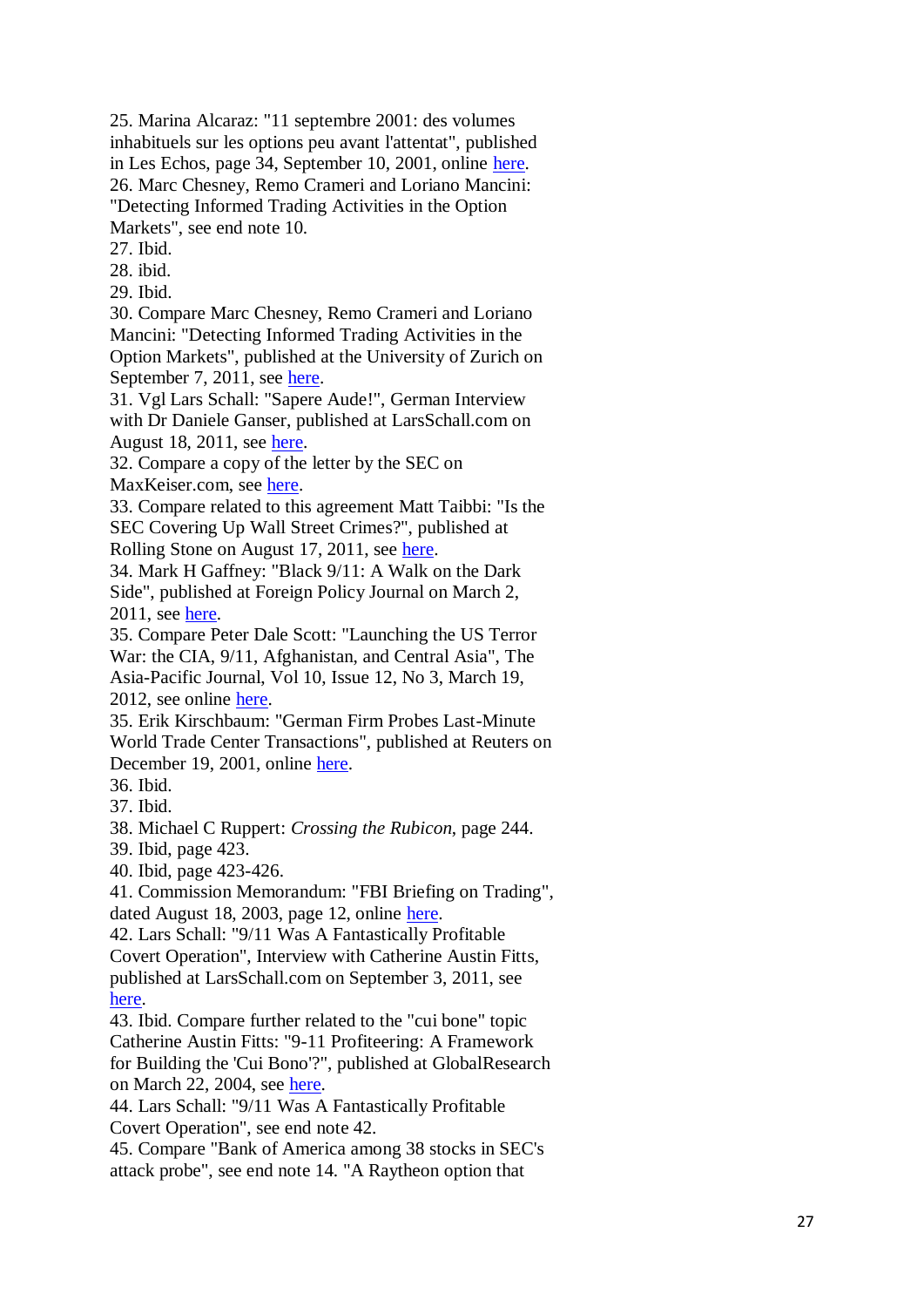25. Marina Alcaraz: "11 septembre 2001: des volumes inhabituels sur les options peu avant l'attentat", published in Les Echos, page 34, September 10, 2001, online here.
26. Marc Chesney, Remo Crameri and Loriano Mancini: "Detecting Informed Trading Activities in the Option Markets", see end note 10.
27. Ibid.
28. ibid.
29. Ibid.
30. Compare Marc Chesney, Remo Crameri and Loriano Mancini: "Detecting Informed Trading Activities in the Option Markets", published at the University of Zurich on September 7, 2011, see here.
31. Vgl Lars Schall: "Sapere Aude!", German Interview with Dr Daniele Ganser, published at LarsSchall.com on August 18, 2011, see here.
32. Compare a copy of the letter by the SEC on MaxKeiser.com, see here.
33. Compare related to this agreement Matt Taibbi: "Is the SEC Covering Up Wall Street Crimes?", published at Rolling Stone on August 17, 2011, see here.
34. Mark H Gaffney: "Black 9/11: A Walk on the Dark Side", published at Foreign Policy Journal on March 2, 2011, see here.
35. Compare Peter Dale Scott: "Launching the US Terror War: the CIA, 9/11, Afghanistan, and Central Asia", The Asia-Pacific Journal, Vol 10, Issue 12, No 3, March 19, 2012, see online here.
35. Erik Kirschbaum: "German Firm Probes Last-Minute World Trade Center Transactions", published at Reuters on December 19, 2001, online here.
36. Ibid.
37. Ibid.
38. Michael C Ruppert: *Crossing the Rubicon*, page 244.
39. Ibid, page 423.
40. Ibid, page 423-426.
41. Commission Memorandum: "FBI Briefing on Trading", dated August 18, 2003, page 12, online here.
42. Lars Schall: "9/11 Was A Fantastically Profitable Covert Operation", Interview with Catherine Austin Fitts, published at LarsSchall.com on September 3, 2011, see here.
43. Ibid. Compare further related to the "cui bone" topic Catherine Austin Fitts: "9-11 Profiteering: A Framework for Building the 'Cui Bono'?", published at GlobalResearch on March 22, 2004, see here.
44. Lars Schall: "9/11 Was A Fantastically Profitable Covert Operation", see end note 42.
45. Compare "Bank of America among 38 stocks in SEC's attack probe", see end note 14. "A Raytheon option that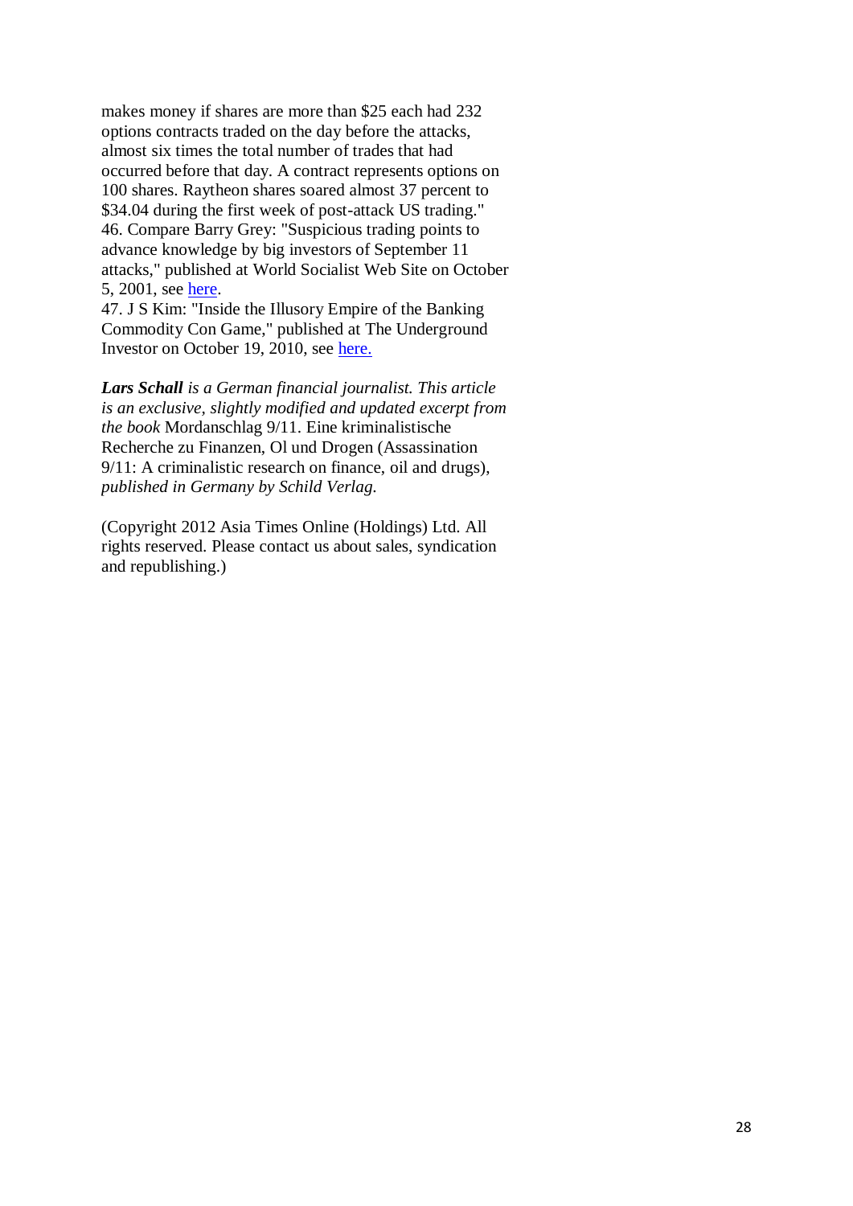makes money if shares are more than $25 each had 232 options contracts traded on the day before the attacks, almost six times the total number of trades that had occurred before that day. A contract represents options on 100 shares. Raytheon shares soared almost 37 percent to $34.04 during the first week of post-attack US trading."

46. Compare Barry Grey: "Suspicious trading points to advance knowledge by big investors of September 11 attacks," published at World Socialist Web Site on October 5, 2001, see here.

47. J S Kim: "Inside the Illusory Empire of the Banking Commodity Con Game," published at The Underground Investor on October 19, 2010, see here.

***Lars Schall*** *is a German financial journalist. This article is an exclusive, slightly modified and updated excerpt from the book* Mordanschlag 9/11. Eine kriminalistische Recherche zu Finanzen, Ol und Drogen (Assassination 9/11: A criminalistic research on finance, oil and drugs), *published in Germany by Schild Verlag.*

(Copyright 2012 Asia Times Online (Holdings) Ltd. All rights reserved. Please contact us about sales, syndication and republishing.)